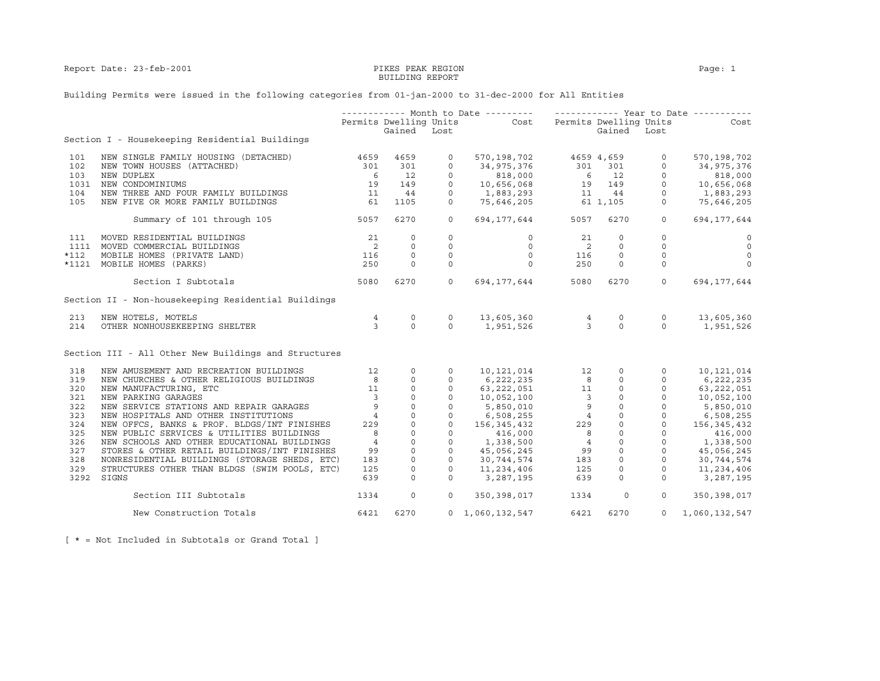Report Date: 23-feb-2001

# PIKES PEAK REGION
## BUILDING REPORT

Building Permits were issued in the following categories from 01-jan-2000 to 31-dec-2000 for All Entities

| | | Month to Date | | | | Year to Date | | | |
|---|---|---|---|---|---|---|---|---|---|
| | | Permits | Dwelling Units Gained | Dwelling Units Lost | Cost | Permits | Dwelling Units Gained | Dwelling Units Lost | Cost |
| | **Section I - Housekeeping Residential Buildings** | | | | | | | | |
| 101 | NEW SINGLE FAMILY HOUSING (DETACHED) | 4659 | 4659 | 0 | 570,198,702 | 4659 | 4,659 | 0 | 570,198,702 |
| 102 | NEW TOWN HOUSES (ATTACHED) | 301 | 301 | 0 | 34,975,376 | 301 | 301 | 0 | 34,975,376 |
| 103 | NEW DUPLEX | 6 | 12 | 0 | 818,000 | 6 | 12 | 0 | 818,000 |
| 1031 | NEW CONDOMINIUMS | 19 | 149 | 0 | 10,656,068 | 19 | 149 | 0 | 10,656,068 |
| 104 | NEW THREE AND FOUR FAMILY BUILDINGS | 11 | 44 | 0 | 1,883,293 | 11 | 44 | 0 | 1,883,293 |
| 105 | NEW FIVE OR MORE FAMILY BUILDINGS | 61 | 1105 | 0 | 75,646,205 | 61 | 1,105 | 0 | 75,646,205 |
| | Summary of 101 through 105 | 5057 | 6270 | 0 | 694,177,644 | 5057 | 6270 | 0 | 694,177,644 |
| 111 | MOVED RESIDENTIAL BUILDINGS | 21 | 0 | 0 | 0 | 21 | 0 | 0 | 0 |
| 1111 | MOVED COMMERCIAL BUILDINGS | 2 | 0 | 0 | 0 | 2 | 0 | 0 | 0 |
| *112 | MOBILE HOMES (PRIVATE LAND) | 116 | 0 | 0 | 0 | 116 | 0 | 0 | 0 |
| *1121 | MOBILE HOMES (PARKS) | 250 | 0 | 0 | 0 | 250 | 0 | 0 | 0 |
| | Section I Subtotals | 5080 | 6270 | 0 | 694,177,644 | 5080 | 6270 | 0 | 694,177,644 |
| | **Section II - Non-housekeeping Residential Buildings** | | | | | | | | |
| 213 | NEW HOTELS, MOTELS | 4 | 0 | 0 | 13,605,360 | 4 | 0 | 0 | 13,605,360 |
| 214 | OTHER NONHOUSEKEEPING SHELTER | 3 | 0 | 0 | 1,951,526 | 3 | 0 | 0 | 1,951,526 |
| | **Section III - All Other New Buildings and Structures** | | | | | | | | |
| 318 | NEW AMUSEMENT AND RECREATION BUILDINGS | 12 | 0 | 0 | 10,121,014 | 12 | 0 | 0 | 10,121,014 |
| 319 | NEW CHURCHES & OTHER RELIGIOUS BUILDINGS | 8 | 0 | 0 | 6,222,235 | 8 | 0 | 0 | 6,222,235 |
| 320 | NEW MANUFACTURING, ETC | 11 | 0 | 0 | 63,222,051 | 11 | 0 | 0 | 63,222,051 |
| 321 | NEW PARKING GARAGES | 3 | 0 | 0 | 10,052,100 | 3 | 0 | 0 | 10,052,100 |
| 322 | NEW SERVICE STATIONS AND REPAIR GARAGES | 9 | 0 | 0 | 5,850,010 | 9 | 0 | 0 | 5,850,010 |
| 323 | NEW HOSPITALS AND OTHER INSTITUTIONS | 4 | 0 | 0 | 6,508,255 | 4 | 0 | 0 | 6,508,255 |
| 324 | NEW OFFCS, BANKS & PROF. BLDGS/INT FINISHES | 229 | 0 | 0 | 156,345,432 | 229 | 0 | 0 | 156,345,432 |
| 325 | NEW PUBLIC SERVICES & UTILITIES BUILDINGS | 8 | 0 | 0 | 416,000 | 8 | 0 | 0 | 416,000 |
| 326 | NEW SCHOOLS AND OTHER EDUCATIONAL BUILDINGS | 4 | 0 | 0 | 1,338,500 | 4 | 0 | 0 | 1,338,500 |
| 327 | STORES & OTHER RETAIL BUILDINGS/INT FINISHES | 99 | 0 | 0 | 45,056,245 | 99 | 0 | 0 | 45,056,245 |
| 328 | NONRESIDENTIAL BUILDINGS (STORAGE SHEDS, ETC) | 183 | 0 | 0 | 30,744,574 | 183 | 0 | 0 | 30,744,574 |
| 329 | STRUCTURES OTHER THAN BLDGS (SWIM POOLS, ETC) | 125 | 0 | 0 | 11,234,406 | 125 | 0 | 0 | 11,234,406 |
| 3292 | SIGNS | 639 | 0 | 0 | 3,287,195 | 639 | 0 | 0 | 3,287,195 |
| | Section III Subtotals | 1334 | 0 | 0 | 350,398,017 | 1334 | 0 | 0 | 350,398,017 |
| | New Construction Totals | 6421 | 6270 | 0 | 1,060,132,547 | 6421 | 6270 | 0 | 1,060,132,547 |

[ * = Not Included in Subtotals or Grand Total ]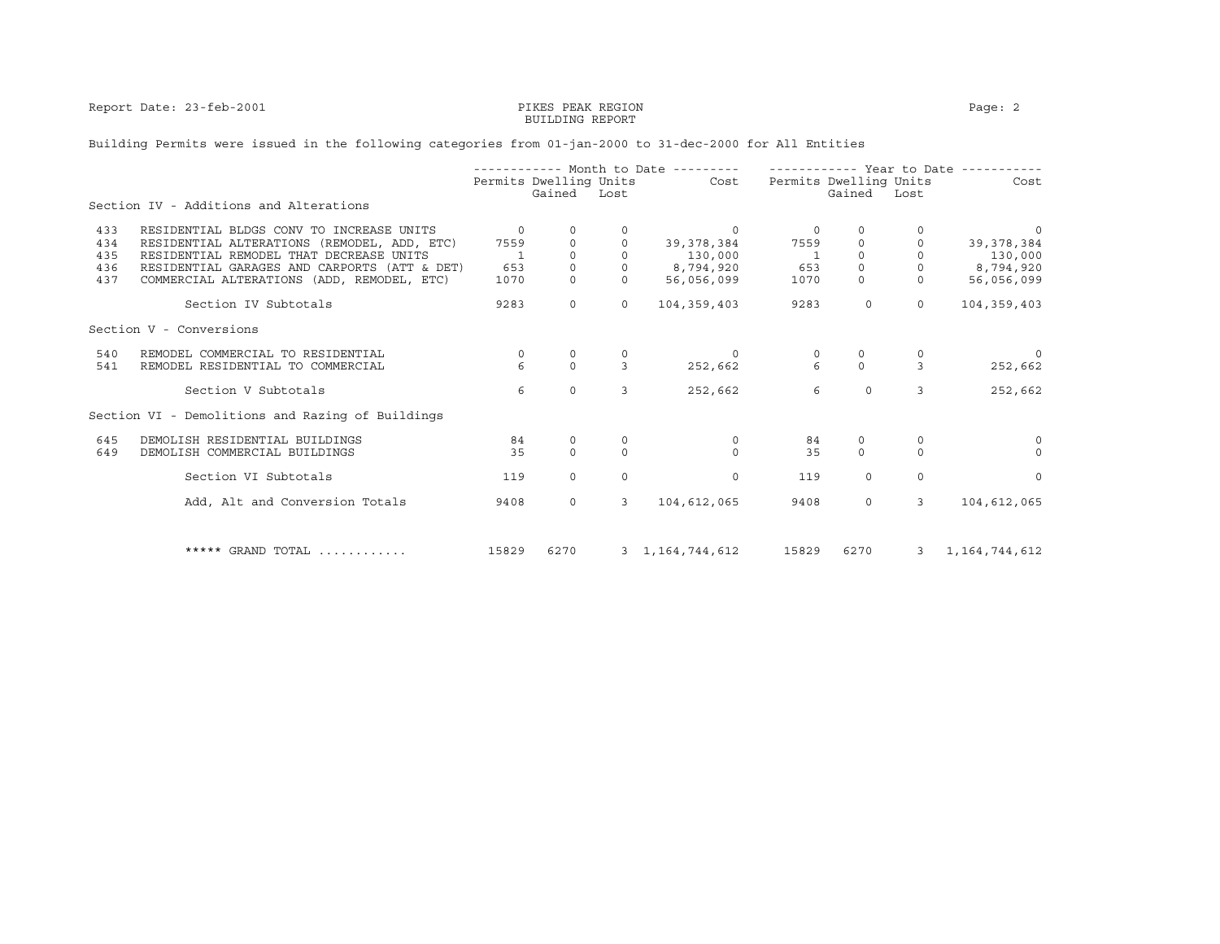Report Date: 23-feb-2001

# PIKES PEAK REGION
## BUILDING REPORT

Building Permits were issued in the following categories from 01-jan-2000 to 31-dec-2000 for All Entities

| | | Month to Date | | | | Year to Date | | | |
|---|---|---|---|---|---|---|---|---|---|
| | | Permits | Dwelling Units Gained | Dwelling Units Lost | Cost | Permits | Dwelling Units Gained | Dwelling Units Lost | Cost |
| | **Section IV - Additions and Alterations** | | | | | | | | |
| 433 | RESIDENTIAL BLDGS CONV TO INCREASE UNITS | 0 | 0 | 0 | 0 | 0 | 0 | 0 | 0 |
| 434 | RESIDENTIAL ALTERATIONS (REMODEL, ADD, ETC) | 7559 | 0 | 0 | 39,378,384 | 7559 | 0 | 0 | 39,378,384 |
| 435 | RESIDENTIAL REMODEL THAT DECREASE UNITS | 1 | 0 | 0 | 130,000 | 1 | 0 | 0 | 130,000 |
| 436 | RESIDENTIAL GARAGES AND CARPORTS (ATT & DET) | 653 | 0 | 0 | 8,794,920 | 653 | 0 | 0 | 8,794,920 |
| 437 | COMMERCIAL ALTERATIONS (ADD, REMODEL, ETC) | 1070 | 0 | 0 | 56,056,099 | 1070 | 0 | 0 | 56,056,099 |
| | Section IV Subtotals | 9283 | 0 | 0 | 104,359,403 | 9283 | 0 | 0 | 104,359,403 |
| | **Section V - Conversions** | | | | | | | | |
| 540 | REMODEL COMMERCIAL TO RESIDENTIAL | 0 | 0 | 0 | 0 | 0 | 0 | 0 | 0 |
| 541 | REMODEL RESIDENTIAL TO COMMERCIAL | 6 | 0 | 3 | 252,662 | 6 | 0 | 3 | 252,662 |
| | Section V Subtotals | 6 | 0 | 3 | 252,662 | 6 | 0 | 3 | 252,662 |
| | **Section VI - Demolitions and Razing of Buildings** | | | | | | | | |
| 645 | DEMOLISH RESIDENTIAL BUILDINGS | 84 | 0 | 0 | 0 | 84 | 0 | 0 | 0 |
| 649 | DEMOLISH COMMERCIAL BUILDINGS | 35 | 0 | 0 | 0 | 35 | 0 | 0 | 0 |
| | Section VI Subtotals | 119 | 0 | 0 | 0 | 119 | 0 | 0 | 0 |
| | Add, Alt and Conversion Totals | 9408 | 0 | 3 | 104,612,065 | 9408 | 0 | 3 | 104,612,065 |
| | ***** GRAND TOTAL ............ | 15829 | 6270 | 3 | 1,164,744,612 | 15829 | 6270 | 3 | 1,164,744,612 |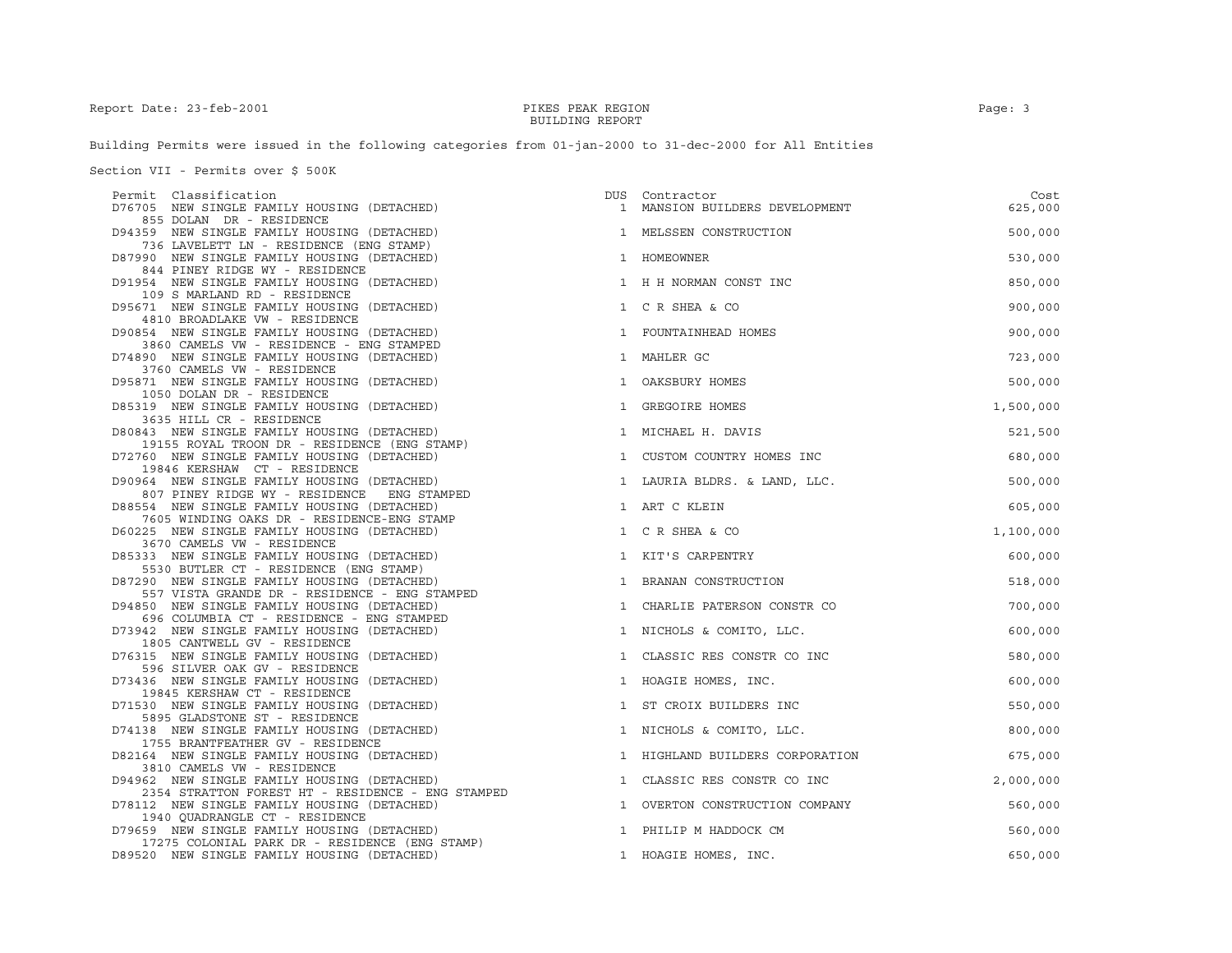Building Permits were issued in the following categories from 01-jan-2000 to 31-dec-2000 for All Entities

Section VII - Permits over $ 500K

| Permit | Classification | DUS | Contractor | Cost |
|---|---|---|---|---|
| D76705 | NEW SINGLE FAMILY HOUSING (DETACHED)<br>855 DOLAN DR - RESIDENCE | 1 | MANSION BUILDERS DEVELOPMENT | 625,000 |
| D94359 | NEW SINGLE FAMILY HOUSING (DETACHED)<br>736 LAVELETT LN - RESIDENCE (ENG STAMP) | 1 | MELSSEN CONSTRUCTION | 500,000 |
| D87990 | NEW SINGLE FAMILY HOUSING (DETACHED)<br>844 PINEY RIDGE WY - RESIDENCE | 1 | HOMEOWNER | 530,000 |
| D91954 | NEW SINGLE FAMILY HOUSING (DETACHED)<br>109 S MARLAND RD - RESIDENCE | 1 | H H NORMAN CONST INC | 850,000 |
| D95671 | NEW SINGLE FAMILY HOUSING (DETACHED)<br>4810 BROADLAKE VW - RESIDENCE | 1 | C R SHEA & CO | 900,000 |
| D90854 | NEW SINGLE FAMILY HOUSING (DETACHED)<br>3860 CAMELS VW - RESIDENCE - ENG STAMPED | 1 | FOUNTAINHEAD HOMES | 900,000 |
| D74890 | NEW SINGLE FAMILY HOUSING (DETACHED)<br>3760 CAMELS VW - RESIDENCE | 1 | MAHLER GC | 723,000 |
| D95871 | NEW SINGLE FAMILY HOUSING (DETACHED)<br>1050 DOLAN DR - RESIDENCE | 1 | OAKSBURY HOMES | 500,000 |
| D85319 | NEW SINGLE FAMILY HOUSING (DETACHED)<br>3635 HILL CR - RESIDENCE | 1 | GREGOIRE HOMES | 1,500,000 |
| D80843 | NEW SINGLE FAMILY HOUSING (DETACHED)<br>19155 ROYAL TROON DR - RESIDENCE (ENG STAMP) | 1 | MICHAEL H. DAVIS | 521,500 |
| D72760 | NEW SINGLE FAMILY HOUSING (DETACHED)<br>19846 KERSHAW CT - RESIDENCE | 1 | CUSTOM COUNTRY HOMES INC | 680,000 |
| D90964 | NEW SINGLE FAMILY HOUSING (DETACHED)<br>807 PINEY RIDGE WY - RESIDENCE ENG STAMPED | 1 | LAURIA BLDRS. & LAND, LLC. | 500,000 |
| D88554 | NEW SINGLE FAMILY HOUSING (DETACHED)<br>7605 WINDING OAKS DR - RESIDENCE-ENG STAMP | 1 | ART C KLEIN | 605,000 |
| D60225 | NEW SINGLE FAMILY HOUSING (DETACHED)<br>3670 CAMELS VW - RESIDENCE | 1 | C R SHEA & CO | 1,100,000 |
| D85333 | NEW SINGLE FAMILY HOUSING (DETACHED)<br>5530 BUTLER CT - RESIDENCE (ENG STAMP) | 1 | KIT'S CARPENTRY | 600,000 |
| D87290 | NEW SINGLE FAMILY HOUSING (DETACHED)<br>557 VISTA GRANDE DR - RESIDENCE - ENG STAMPED | 1 | BRANAN CONSTRUCTION | 518,000 |
| D94850 | NEW SINGLE FAMILY HOUSING (DETACHED)<br>696 COLUMBIA CT - RESIDENCE - ENG STAMPED | 1 | CHARLIE PATERSON CONSTR CO | 700,000 |
| D73942 | NEW SINGLE FAMILY HOUSING (DETACHED)<br>1805 CANTWELL GV - RESIDENCE | 1 | NICHOLS & COMITO, LLC. | 600,000 |
| D76315 | NEW SINGLE FAMILY HOUSING (DETACHED)<br>596 SILVER OAK GV - RESIDENCE | 1 | CLASSIC RES CONSTR CO INC | 580,000 |
| D73436 | NEW SINGLE FAMILY HOUSING (DETACHED)<br>19845 KERSHAW CT - RESIDENCE | 1 | HOAGIE HOMES, INC. | 600,000 |
| D71530 | NEW SINGLE FAMILY HOUSING (DETACHED)<br>5895 GLADSTONE ST - RESIDENCE | 1 | ST CROIX BUILDERS INC | 550,000 |
| D74138 | NEW SINGLE FAMILY HOUSING (DETACHED)<br>1755 BRANTFEATHER GV - RESIDENCE | 1 | NICHOLS & COMITO, LLC. | 800,000 |
| D82164 | NEW SINGLE FAMILY HOUSING (DETACHED)<br>3810 CAMELS VW - RESIDENCE | 1 | HIGHLAND BUILDERS CORPORATION | 675,000 |
| D94962 | NEW SINGLE FAMILY HOUSING (DETACHED)<br>2354 STRATTON FOREST HT - RESIDENCE - ENG STAMPED | 1 | CLASSIC RES CONSTR CO INC | 2,000,000 |
| D78112 | NEW SINGLE FAMILY HOUSING (DETACHED)<br>1940 QUADRANGLE CT - RESIDENCE | 1 | OVERTON CONSTRUCTION COMPANY | 560,000 |
| D79659 | NEW SINGLE FAMILY HOUSING (DETACHED)<br>17275 COLONIAL PARK DR - RESIDENCE (ENG STAMP) | 1 | PHILIP M HADDOCK CM | 560,000 |
| D89520 | NEW SINGLE FAMILY HOUSING (DETACHED) | 1 | HOAGIE HOMES, INC. | 650,000 |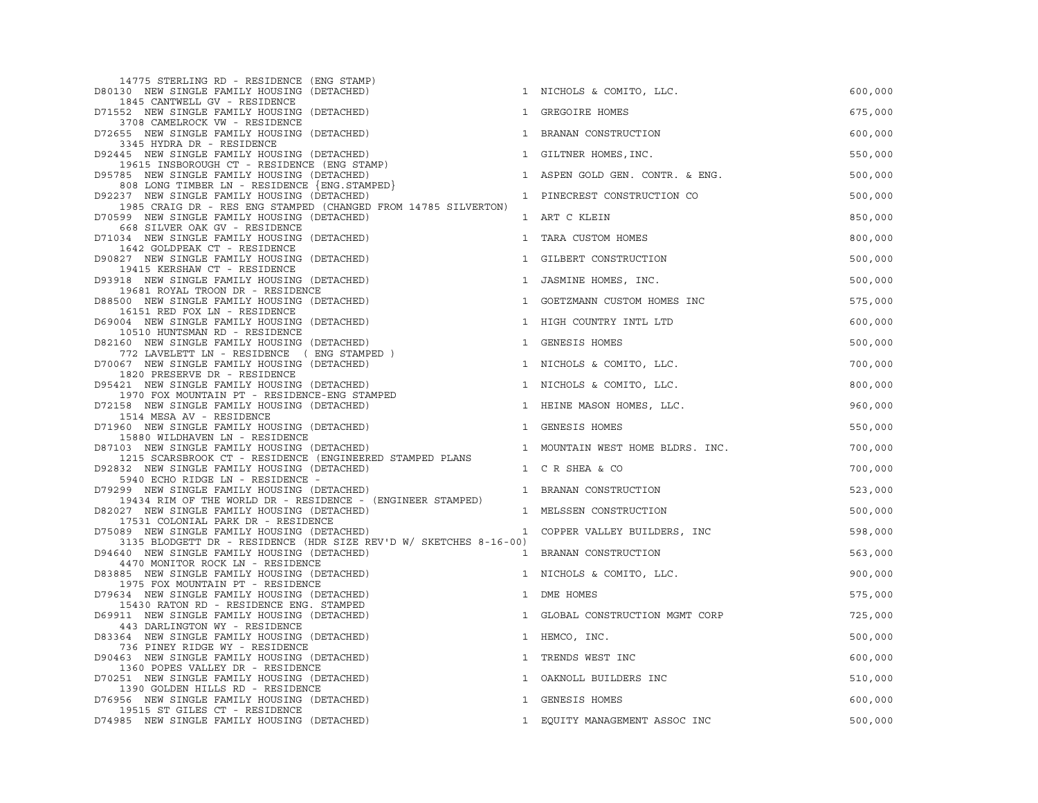| Permit / Description | Units | Contractor | Valuation |
|---|---|---|---|
| 14775 STERLING RD - RESIDENCE (ENG STAMP) | | | |
| D80130 NEW SINGLE FAMILY HOUSING (DETACHED) | 1 | NICHOLS & COMITO, LLC. | 600,000 |
| 1845 CANTWELL GV - RESIDENCE | | | |
| D71552 NEW SINGLE FAMILY HOUSING (DETACHED) | 1 | GREGOIRE HOMES | 675,000 |
| 3708 CAMELROCK VW - RESIDENCE | | | |
| D72655 NEW SINGLE FAMILY HOUSING (DETACHED) | 1 | BRANAN CONSTRUCTION | 600,000 |
| 3345 HYDRA DR - RESIDENCE | | | |
| D92445 NEW SINGLE FAMILY HOUSING (DETACHED) | 1 | GILTNER HOMES,INC. | 550,000 |
| 19615 INSBOROUGH CT - RESIDENCE (ENG STAMP) | | | |
| D95785 NEW SINGLE FAMILY HOUSING (DETACHED) | 1 | ASPEN GOLD GEN. CONTR. & ENG. | 500,000 |
| 808 LONG TIMBER LN - RESIDENCE {ENG.STAMPED} | | | |
| D92237 NEW SINGLE FAMILY HOUSING (DETACHED) | 1 | PINECREST CONSTRUCTION CO | 500,000 |
| 1985 CRAIG DR - RES ENG STAMPED (CHANGED FROM 14785 SILVERTON) | | | |
| D70599 NEW SINGLE FAMILY HOUSING (DETACHED) | 1 | ART C KLEIN | 850,000 |
| 668 SILVER OAK GV - RESIDENCE | | | |
| D71034 NEW SINGLE FAMILY HOUSING (DETACHED) | 1 | TARA CUSTOM HOMES | 800,000 |
| 1642 GOLDPEAK CT - RESIDENCE | | | |
| D90827 NEW SINGLE FAMILY HOUSING (DETACHED) | 1 | GILBERT CONSTRUCTION | 500,000 |
| 19415 KERSHAW CT - RESIDENCE | | | |
| D93918 NEW SINGLE FAMILY HOUSING (DETACHED) | 1 | JASMINE HOMES, INC. | 500,000 |
| 19681 ROYAL TROON DR - RESIDENCE | | | |
| D88500 NEW SINGLE FAMILY HOUSING (DETACHED) | 1 | GOETZMANN CUSTOM HOMES INC | 575,000 |
| 16151 RED FOX LN - RESIDENCE | | | |
| D69004 NEW SINGLE FAMILY HOUSING (DETACHED) | 1 | HIGH COUNTRY INTL LTD | 600,000 |
| 10510 HUNTSMAN RD - RESIDENCE | | | |
| D82160 NEW SINGLE FAMILY HOUSING (DETACHED) | 1 | GENESIS HOMES | 500,000 |
| 772 LAVELETT LN - RESIDENCE ( ENG STAMPED ) | | | |
| D70067 NEW SINGLE FAMILY HOUSING (DETACHED) | 1 | NICHOLS & COMITO, LLC. | 700,000 |
| 1820 PRESERVE DR - RESIDENCE | | | |
| D95421 NEW SINGLE FAMILY HOUSING (DETACHED) | 1 | NICHOLS & COMITO, LLC. | 800,000 |
| 1970 FOX MOUNTAIN PT - RESIDENCE-ENG STAMPED | | | |
| D72158 NEW SINGLE FAMILY HOUSING (DETACHED) | 1 | HEINE MASON HOMES, LLC. | 960,000 |
| 1514 MESA AV - RESIDENCE | | | |
| D71960 NEW SINGLE FAMILY HOUSING (DETACHED) | 1 | GENESIS HOMES | 550,000 |
| 15880 WILDHAVEN LN - RESIDENCE | | | |
| D87103 NEW SINGLE FAMILY HOUSING (DETACHED) | 1 | MOUNTAIN WEST HOME BLDRS. INC. | 700,000 |
| 1215 SCARSBROOK CT - RESIDENCE (ENGINEERED STAMPED PLANS | | | |
| D92832 NEW SINGLE FAMILY HOUSING (DETACHED) | 1 | C R SHEA & CO | 700,000 |
| 5940 ECHO RIDGE LN - RESIDENCE - | | | |
| D79299 NEW SINGLE FAMILY HOUSING (DETACHED) | 1 | BRANAN CONSTRUCTION | 523,000 |
| 19434 RIM OF THE WORLD DR - RESIDENCE - (ENGINEER STAMPED) | | | |
| D82027 NEW SINGLE FAMILY HOUSING (DETACHED) | 1 | MELSSEN CONSTRUCTION | 500,000 |
| 17531 COLONIAL PARK DR - RESIDENCE | | | |
| D75089 NEW SINGLE FAMILY HOUSING (DETACHED) | 1 | COPPER VALLEY BUILDERS, INC | 598,000 |
| 3135 BLODGETT DR - RESIDENCE (HDR SIZE REV'D W/ SKETCHES 8-16-00) | | | |
| D94640 NEW SINGLE FAMILY HOUSING (DETACHED) | 1 | BRANAN CONSTRUCTION | 563,000 |
| 4470 MONITOR ROCK LN - RESIDENCE | | | |
| D83885 NEW SINGLE FAMILY HOUSING (DETACHED) | 1 | NICHOLS & COMITO, LLC. | 900,000 |
| 1975 FOX MOUNTAIN PT - RESIDENCE | | | |
| D79634 NEW SINGLE FAMILY HOUSING (DETACHED) | 1 | DME HOMES | 575,000 |
| 15430 RATON RD - RESIDENCE ENG. STAMPED | | | |
| D69911 NEW SINGLE FAMILY HOUSING (DETACHED) | 1 | GLOBAL CONSTRUCTION MGMT CORP | 725,000 |
| 443 DARLINGTON WY - RESIDENCE | | | |
| D83364 NEW SINGLE FAMILY HOUSING (DETACHED) | 1 | HEMCO, INC. | 500,000 |
| 736 PINEY RIDGE WY - RESIDENCE | | | |
| D90463 NEW SINGLE FAMILY HOUSING (DETACHED) | 1 | TRENDS WEST INC | 600,000 |
| 1360 POPES VALLEY DR - RESIDENCE | | | |
| D70251 NEW SINGLE FAMILY HOUSING (DETACHED) | 1 | OAKNOLL BUILDERS INC | 510,000 |
| 1390 GOLDEN HILLS RD - RESIDENCE | | | |
| D76956 NEW SINGLE FAMILY HOUSING (DETACHED) | 1 | GENESIS HOMES | 600,000 |
| 19515 ST GILES CT - RESIDENCE | | | |
| D74985 NEW SINGLE FAMILY HOUSING (DETACHED) | 1 | EQUITY MANAGEMENT ASSOC INC | 500,000 |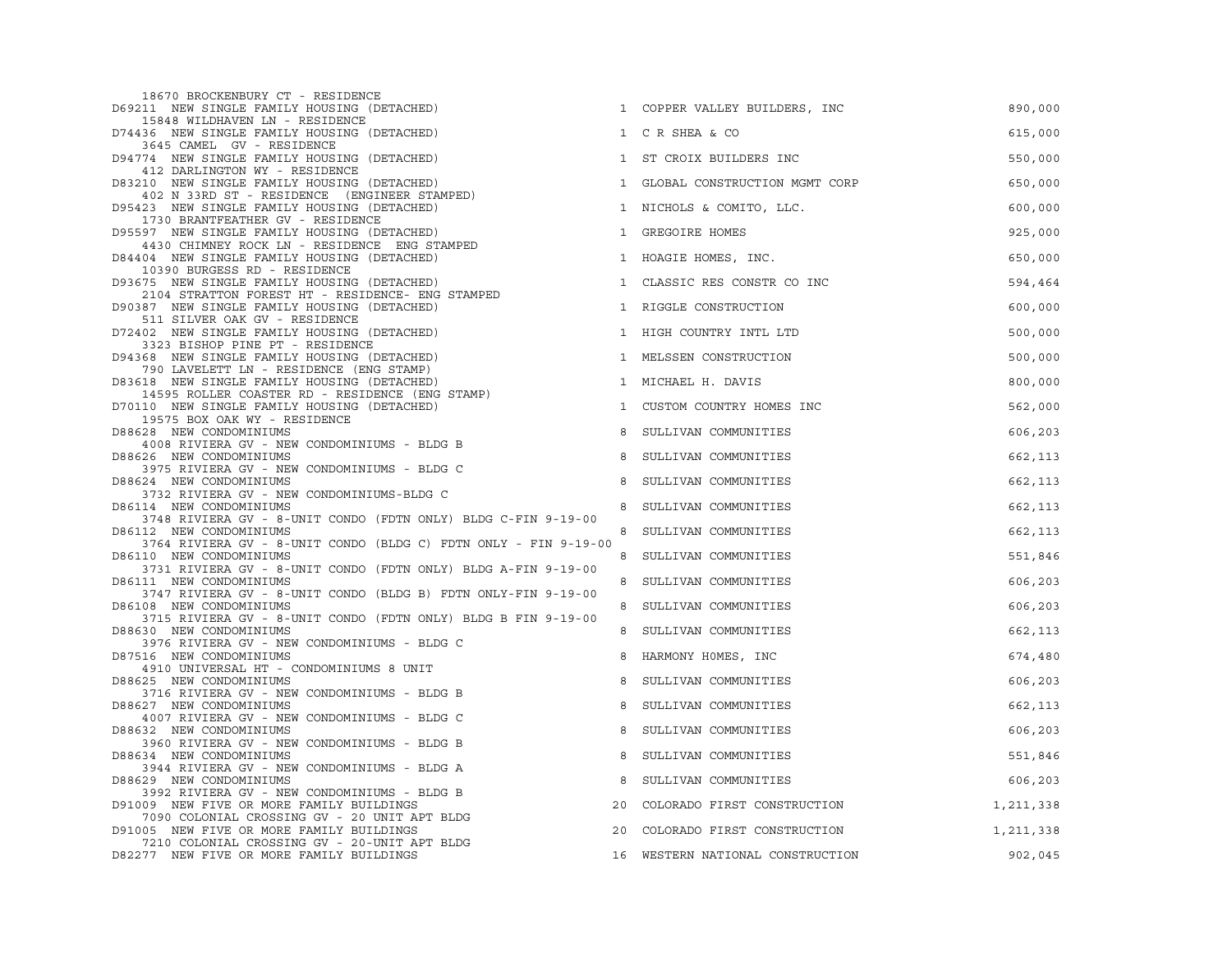```
    18670 BROCKENBURY CT - RESIDENCE
D69211  NEW SINGLE FAMILY HOUSING (DETACHED)                         1  COPPER VALLEY BUILDERS, INC                  890,000
    15848 WILDHAVEN LN - RESIDENCE
D74436  NEW SINGLE FAMILY HOUSING (DETACHED)                         1  C R SHEA & CO                                615,000
    3645 CAMEL  GV - RESIDENCE
D94774  NEW SINGLE FAMILY HOUSING (DETACHED)                         1  ST CROIX BUILDERS INC                        550,000
    412 DARLINGTON WY - RESIDENCE
D83210  NEW SINGLE FAMILY HOUSING (DETACHED)                         1  GLOBAL CONSTRUCTION MGMT CORP                650,000
    402 N 33RD ST - RESIDENCE  (ENGINEER STAMPED)
D95423  NEW SINGLE FAMILY HOUSING (DETACHED)                         1  NICHOLS & COMITO, LLC.                       600,000
    1730 BRANTFEATHER GV - RESIDENCE
D95597  NEW SINGLE FAMILY HOUSING (DETACHED)                         1  GREGOIRE HOMES                               925,000
    4430 CHIMNEY ROCK LN - RESIDENCE  ENG STAMPED
D84404  NEW SINGLE FAMILY HOUSING (DETACHED)                         1  HOAGIE HOMES, INC.                           650,000
    10390 BURGESS RD - RESIDENCE
D93675  NEW SINGLE FAMILY HOUSING (DETACHED)                         1  CLASSIC RES CONSTR CO INC                    594,464
    2104 STRATTON FOREST HT - RESIDENCE- ENG STAMPED
D90387  NEW SINGLE FAMILY HOUSING (DETACHED)                         1  RIGGLE CONSTRUCTION                          600,000
    511 SILVER OAK GV - RESIDENCE
D72402  NEW SINGLE FAMILY HOUSING (DETACHED)                         1  HIGH COUNTRY INTL LTD                        500,000
    3323 BISHOP PINE PT - RESIDENCE
D94368  NEW SINGLE FAMILY HOUSING (DETACHED)                         1  MELSSEN CONSTRUCTION                         500,000
    790 LAVELETT LN - RESIDENCE (ENG STAMP)
D83618  NEW SINGLE FAMILY HOUSING (DETACHED)                         1  MICHAEL H. DAVIS                             800,000
    14595 ROLLER COASTER RD - RESIDENCE (ENG STAMP)
D70110  NEW SINGLE FAMILY HOUSING (DETACHED)                         1  CUSTOM COUNTRY HOMES INC                     562,000
    19575 BOX OAK WY - RESIDENCE
D88628  NEW CONDOMINIUMS                                             8  SULLIVAN COMMUNITIES                         606,203
    4008 RIVIERA GV - NEW CONDOMINIUMS - BLDG B
D88626  NEW CONDOMINIUMS                                             8  SULLIVAN COMMUNITIES                         662,113
    3975 RIVIERA GV - NEW CONDOMINIUMS - BLDG C
D88624  NEW CONDOMINIUMS                                             8  SULLIVAN COMMUNITIES                         662,113
    3732 RIVIERA GV - NEW CONDOMINIUMS-BLDG C
D86114  NEW CONDOMINIUMS                                             8  SULLIVAN COMMUNITIES                         662,113
    3748 RIVIERA GV - 8-UNIT CONDO (FDTN ONLY) BLDG C-FIN 9-19-00
D86112  NEW CONDOMINIUMS                                             8  SULLIVAN COMMUNITIES                         662,113
    3764 RIVIERA GV - 8-UNIT CONDO (BLDG C) FDTN ONLY - FIN 9-19-00
D86110  NEW CONDOMINIUMS                                             8  SULLIVAN COMMUNITIES                         551,846
    3731 RIVIERA GV - 8-UNIT CONDO (FDTN ONLY) BLDG A-FIN 9-19-00
D86111  NEW CONDOMINIUMS                                             8  SULLIVAN COMMUNITIES                         606,203
    3747 RIVIERA GV - 8-UNIT CONDO (BLDG B) FDTN ONLY-FIN 9-19-00
D86108  NEW CONDOMINIUMS                                             8  SULLIVAN COMMUNITIES                         606,203
    3715 RIVIERA GV - 8-UNIT CONDO (FDTN ONLY) BLDG B FIN 9-19-00
D88630  NEW CONDOMINIUMS                                             8  SULLIVAN COMMUNITIES                         662,113
    3976 RIVIERA GV - NEW CONDOMINIUMS - BLDG C
D87516  NEW CONDOMINIUMS                                             8  HARMONY H0MES, INC                           674,480
    4910 UNIVERSAL HT - CONDOMINIUMS 8 UNIT
D88625  NEW CONDOMINIUMS                                             8  SULLIVAN COMMUNITIES                         606,203
    3716 RIVIERA GV - NEW CONDOMINIUMS - BLDG B
D88627  NEW CONDOMINIUMS                                             8  SULLIVAN COMMUNITIES                         662,113
    4007 RIVIERA GV - NEW CONDOMINIUMS - BLDG C
D88632  NEW CONDOMINIUMS                                             8  SULLIVAN COMMUNITIES                         606,203
    3960 RIVIERA GV - NEW CONDOMINIUMS - BLDG B
D88634  NEW CONDOMINIUMS                                             8  SULLIVAN COMMUNITIES                         551,846
    3944 RIVIERA GV - NEW CONDOMINIUMS - BLDG A
D88629  NEW CONDOMINIUMS                                             8  SULLIVAN COMMUNITIES                         606,203
    3992 RIVIERA GV - NEW CONDOMINIUMS - BLDG B
D91009  NEW FIVE OR MORE FAMILY BUILDINGS                           20  COLORADO FIRST CONSTRUCTION                1,211,338
    7090 COLONIAL CROSSING GV - 20 UNIT APT BLDG
D91005  NEW FIVE OR MORE FAMILY BUILDINGS                           20  COLORADO FIRST CONSTRUCTION                1,211,338
    7210 COLONIAL CROSSING GV - 20-UNIT APT BLDG
D82277  NEW FIVE OR MORE FAMILY BUILDINGS                           16  WESTERN NATIONAL CONSTRUCTION                902,045
```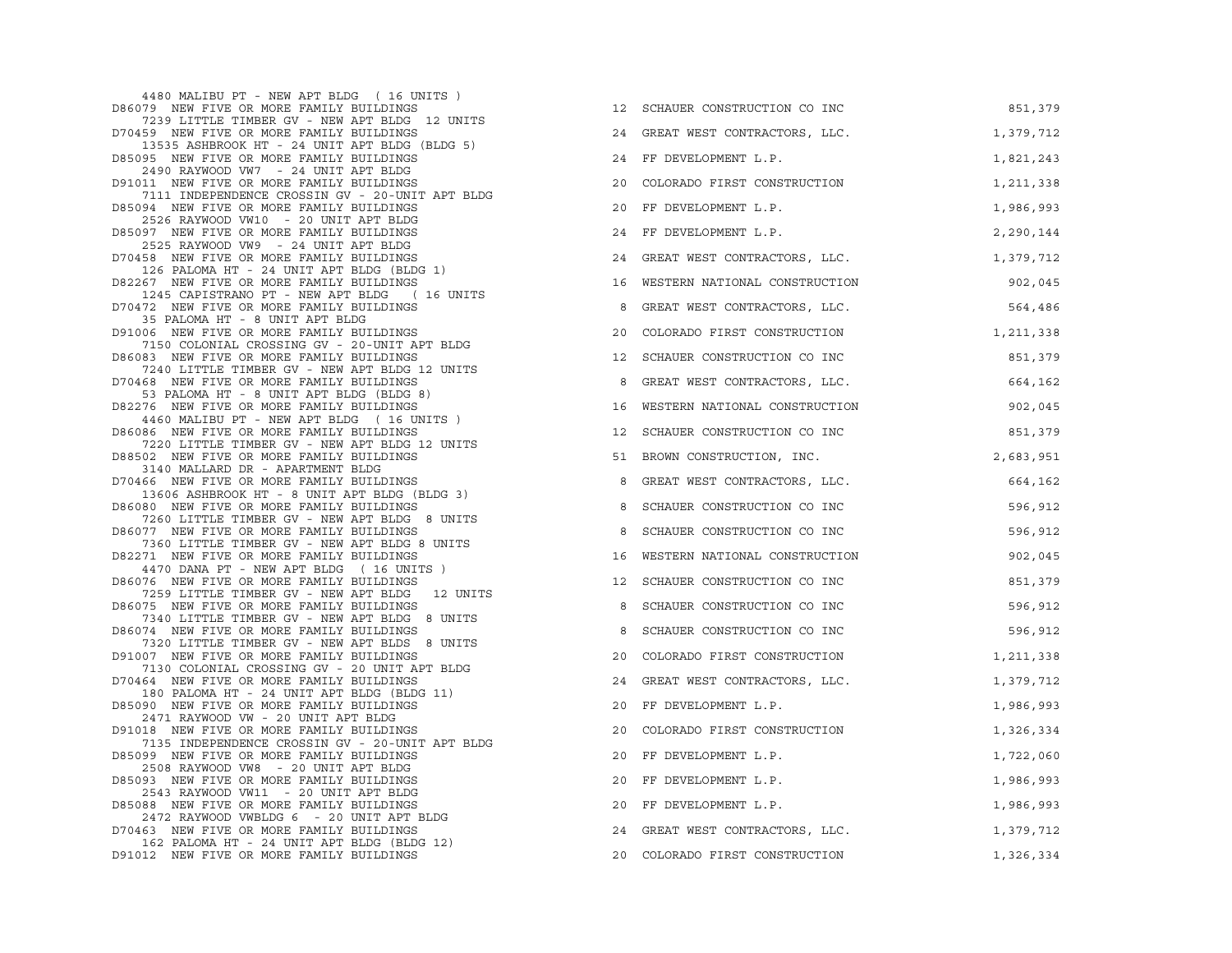```
    4480 MALIBU PT - NEW APT BLDG  ( 16 UNITS )
D86079  NEW FIVE OR MORE FAMILY BUILDINGS                     12  SCHAUER CONSTRUCTION CO INC                  851,379
    7239 LITTLE TIMBER GV - NEW APT BLDG  12 UNITS
D70459  NEW FIVE OR MORE FAMILY BUILDINGS                     24  GREAT WEST CONTRACTORS, LLC.               1,379,712
    13535 ASHBROOK HT - 24 UNIT APT BLDG (BLDG 5)
D85095  NEW FIVE OR MORE FAMILY BUILDINGS                     24  FF DEVELOPMENT L.P.                        1,821,243
    2490 RAYWOOD VW7  - 24 UNIT APT BLDG
D91011  NEW FIVE OR MORE FAMILY BUILDINGS                     20  COLORADO FIRST CONSTRUCTION                1,211,338
    7111 INDEPENDENCE CROSSIN GV - 20-UNIT APT BLDG
D85094  NEW FIVE OR MORE FAMILY BUILDINGS                     20  FF DEVELOPMENT L.P.                        1,986,993
    2526 RAYWOOD VW10  - 20 UNIT APT BLDG
D85097  NEW FIVE OR MORE FAMILY BUILDINGS                     24  FF DEVELOPMENT L.P.                        2,290,144
    2525 RAYWOOD VW9  - 24 UNIT APT BLDG
D70458  NEW FIVE OR MORE FAMILY BUILDINGS                     24  GREAT WEST CONTRACTORS, LLC.               1,379,712
    126 PALOMA HT - 24 UNIT APT BLDG (BLDG 1)
D82267  NEW FIVE OR MORE FAMILY BUILDINGS                     16  WESTERN NATIONAL CONSTRUCTION                902,045
    1245 CAPISTRANO PT - NEW APT BLDG   ( 16 UNITS
D70472  NEW FIVE OR MORE FAMILY BUILDINGS                      8  GREAT WEST CONTRACTORS, LLC.                 564,486
    35 PALOMA HT - 8 UNIT APT BLDG
D91006  NEW FIVE OR MORE FAMILY BUILDINGS                     20  COLORADO FIRST CONSTRUCTION                1,211,338
    7150 COLONIAL CROSSING GV - 20-UNIT APT BLDG
D86083  NEW FIVE OR MORE FAMILY BUILDINGS                     12  SCHAUER CONSTRUCTION CO INC                  851,379
    7240 LITTLE TIMBER GV - NEW APT BLDG 12 UNITS
D70468  NEW FIVE OR MORE FAMILY BUILDINGS                      8  GREAT WEST CONTRACTORS, LLC.                 664,162
    53 PALOMA HT - 8 UNIT APT BLDG (BLDG 8)
D82276  NEW FIVE OR MORE FAMILY BUILDINGS                     16  WESTERN NATIONAL CONSTRUCTION                902,045
    4460 MALIBU PT - NEW APT BLDG  ( 16 UNITS )
D86086  NEW FIVE OR MORE FAMILY BUILDINGS                     12  SCHAUER CONSTRUCTION CO INC                  851,379
    7220 LITTLE TIMBER GV - NEW APT BLDG 12 UNITS
D88502  NEW FIVE OR MORE FAMILY BUILDINGS                     51  BROWN CONSTRUCTION, INC.                   2,683,951
    3140 MALLARD DR - APARTMENT BLDG
D70466  NEW FIVE OR MORE FAMILY BUILDINGS                      8  GREAT WEST CONTRACTORS, LLC.                 664,162
    13606 ASHBROOK HT - 8 UNIT APT BLDG (BLDG 3)
D86080  NEW FIVE OR MORE FAMILY BUILDINGS                      8  SCHAUER CONSTRUCTION CO INC                  596,912
    7260 LITTLE TIMBER GV - NEW APT BLDG  8 UNITS
D86077  NEW FIVE OR MORE FAMILY BUILDINGS                      8  SCHAUER CONSTRUCTION CO INC                  596,912
    7360 LITTLE TIMBER GV - NEW APT BLDG 8 UNITS
D82271  NEW FIVE OR MORE FAMILY BUILDINGS                     16  WESTERN NATIONAL CONSTRUCTION                902,045
    4470 DANA PT - NEW APT BLDG  ( 16 UNITS )
D86076  NEW FIVE OR MORE FAMILY BUILDINGS                     12  SCHAUER CONSTRUCTION CO INC                  851,379
    7259 LITTLE TIMBER GV - NEW APT BLDG   12 UNITS
D86075  NEW FIVE OR MORE FAMILY BUILDINGS                      8  SCHAUER CONSTRUCTION CO INC                  596,912
    7340 LITTLE TIMBER GV - NEW APT BLDG  8 UNITS
D86074  NEW FIVE OR MORE FAMILY BUILDINGS                      8  SCHAUER CONSTRUCTION CO INC                  596,912
    7320 LITTLE TIMBER GV - NEW APT BLDS  8 UNITS
D91007  NEW FIVE OR MORE FAMILY BUILDINGS                     20  COLORADO FIRST CONSTRUCTION                1,211,338
    7130 COLONIAL CROSSING GV - 20 UNIT APT BLDG
D70464  NEW FIVE OR MORE FAMILY BUILDINGS                     24  GREAT WEST CONTRACTORS, LLC.               1,379,712
    180 PALOMA HT - 24 UNIT APT BLDG (BLDG 11)
D85090  NEW FIVE OR MORE FAMILY BUILDINGS                     20  FF DEVELOPMENT L.P.                        1,986,993
    2471 RAYWOOD VW - 20 UNIT APT BLDG
D91018  NEW FIVE OR MORE FAMILY BUILDINGS                     20  COLORADO FIRST CONSTRUCTION                1,326,334
    7135 INDEPENDENCE CROSSIN GV - 20-UNIT APT BLDG
D85099  NEW FIVE OR MORE FAMILY BUILDINGS                     20  FF DEVELOPMENT L.P.                        1,722,060
    2508 RAYWOOD VW8  - 20 UNIT APT BLDG
D85093  NEW FIVE OR MORE FAMILY BUILDINGS                     20  FF DEVELOPMENT L.P.                        1,986,993
    2543 RAYWOOD VW11  - 20 UNIT APT BLDG
D85088  NEW FIVE OR MORE FAMILY BUILDINGS                     20  FF DEVELOPMENT L.P.                        1,986,993
    2472 RAYWOOD VWBLDG 6  - 20 UNIT APT BLDG
D70463  NEW FIVE OR MORE FAMILY BUILDINGS                     24  GREAT WEST CONTRACTORS, LLC.               1,379,712
    162 PALOMA HT - 24 UNIT APT BLDG (BLDG 12)
D91012  NEW FIVE OR MORE FAMILY BUILDINGS                     20  COLORADO FIRST CONSTRUCTION                1,326,334
```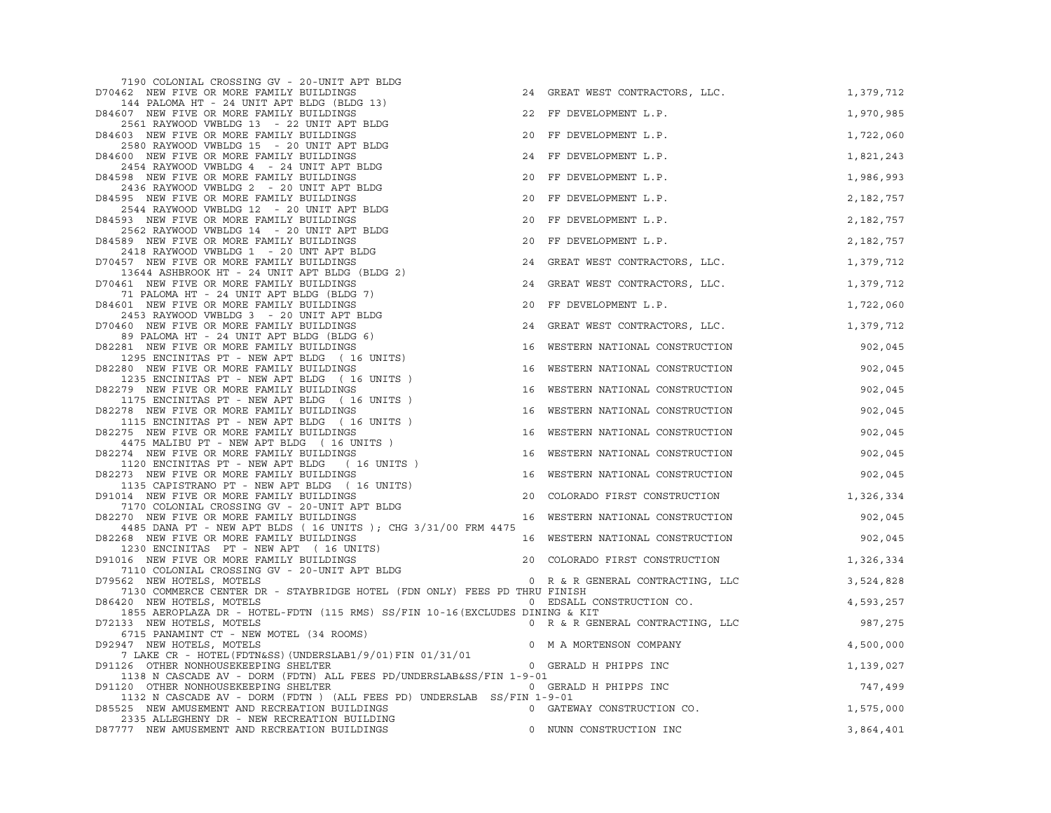```
    7190 COLONIAL CROSSING GV - 20-UNIT APT BLDG
D70462  NEW FIVE OR MORE FAMILY BUILDINGS                          24  GREAT WEST CONTRACTORS, LLC.            1,379,712
    144 PALOMA HT - 24 UNIT APT BLDG (BLDG 13)
D84607  NEW FIVE OR MORE FAMILY BUILDINGS                          22  FF DEVELOPMENT L.P.                     1,970,985
    2561 RAYWOOD VWBLDG 13  - 22 UNIT APT BLDG
D84603  NEW FIVE OR MORE FAMILY BUILDINGS                          20  FF DEVELOPMENT L.P.                     1,722,060
    2580 RAYWOOD VWBLDG 15  - 20 UNIT APT BLDG
D84600  NEW FIVE OR MORE FAMILY BUILDINGS                          24  FF DEVELOPMENT L.P.                     1,821,243
    2454 RAYWOOD VWBLDG 4  - 24 UNIT APT BLDG
D84598  NEW FIVE OR MORE FAMILY BUILDINGS                          20  FF DEVELOPMENT L.P.                     1,986,993
    2436 RAYWOOD VWBLDG 2  - 20 UNIT APT BLDG
D84595  NEW FIVE OR MORE FAMILY BUILDINGS                          20  FF DEVELOPMENT L.P.                     2,182,757
    2544 RAYWOOD VWBLDG 12  - 20 UNIT APT BLDG
D84593  NEW FIVE OR MORE FAMILY BUILDINGS                          20  FF DEVELOPMENT L.P.                     2,182,757
    2562 RAYWOOD VWBLDG 14  - 20 UNIT APT BLDG
D84589  NEW FIVE OR MORE FAMILY BUILDINGS                          20  FF DEVELOPMENT L.P.                     2,182,757
    2418 RAYWOOD VWBLDG 1  - 20 UNT APT BLDG
D70457  NEW FIVE OR MORE FAMILY BUILDINGS                          24  GREAT WEST CONTRACTORS, LLC.            1,379,712
    13644 ASHBROOK HT - 24 UNIT APT BLDG (BLDG 2)
D70461  NEW FIVE OR MORE FAMILY BUILDINGS                          24  GREAT WEST CONTRACTORS, LLC.            1,379,712
    71 PALOMA HT - 24 UNIT APT BLDG (BLDG 7)
D84601  NEW FIVE OR MORE FAMILY BUILDINGS                          20  FF DEVELOPMENT L.P.                     1,722,060
    2453 RAYWOOD VWBLDG 3  - 20 UNIT APT BLDG
D70460  NEW FIVE OR MORE FAMILY BUILDINGS                          24  GREAT WEST CONTRACTORS, LLC.            1,379,712
    89 PALOMA HT - 24 UNIT APT BLDG (BLDG 6)
D82281  NEW FIVE OR MORE FAMILY BUILDINGS                          16  WESTERN NATIONAL CONSTRUCTION             902,045
    1295 ENCINITAS PT - NEW APT BLDG  ( 16 UNITS)
D82280  NEW FIVE OR MORE FAMILY BUILDINGS                          16  WESTERN NATIONAL CONSTRUCTION             902,045
    1235 ENCINITAS PT - NEW APT BLDG  ( 16 UNITS )
D82279  NEW FIVE OR MORE FAMILY BUILDINGS                          16  WESTERN NATIONAL CONSTRUCTION             902,045
    1175 ENCINITAS PT - NEW APT BLDG  ( 16 UNITS )
D82278  NEW FIVE OR MORE FAMILY BUILDINGS                          16  WESTERN NATIONAL CONSTRUCTION             902,045
    1115 ENCINITAS PT - NEW APT BLDG  ( 16 UNITS )
D82275  NEW FIVE OR MORE FAMILY BUILDINGS                          16  WESTERN NATIONAL CONSTRUCTION             902,045
    4475 MALIBU PT - NEW APT BLDG  ( 16 UNITS )
D82274  NEW FIVE OR MORE FAMILY BUILDINGS                          16  WESTERN NATIONAL CONSTRUCTION             902,045
    1120 ENCINITAS PT - NEW APT BLDG   ( 16 UNITS )
D82273  NEW FIVE OR MORE FAMILY BUILDINGS                          16  WESTERN NATIONAL CONSTRUCTION             902,045
    1135 CAPISTRANO PT - NEW APT BLDG  ( 16 UNITS)
D91014  NEW FIVE OR MORE FAMILY BUILDINGS                          20  COLORADO FIRST CONSTRUCTION             1,326,334
    7170 COLONIAL CROSSING GV - 20-UNIT APT BLDG
D82270  NEW FIVE OR MORE FAMILY BUILDINGS                          16  WESTERN NATIONAL CONSTRUCTION             902,045
    4485 DANA PT - NEW APT BLDS ( 16 UNITS ); CHG 3/31/00 FRM 4475
D82268  NEW FIVE OR MORE FAMILY BUILDINGS                          16  WESTERN NATIONAL CONSTRUCTION             902,045
    1230 ENCINITAS  PT - NEW APT  ( 16 UNITS)
D91016  NEW FIVE OR MORE FAMILY BUILDINGS                          20  COLORADO FIRST CONSTRUCTION             1,326,334
    7110 COLONIAL CROSSING GV - 20-UNIT APT BLDG
D79562  NEW HOTELS, MOTELS                                          0  R & R GENERAL CONTRACTING, LLC          3,524,828
    7130 COMMERCE CENTER DR - STAYBRIDGE HOTEL (FDN ONLY) FEES PD THRU FINISH
D86420  NEW HOTELS, MOTELS                                          0  EDSALL CONSTRUCTION CO.                 4,593,257
    1855 AEROPLAZA DR - HOTEL-FDTN (115 RMS) SS/FIN 10-16(EXCLUDES DINING & KIT
D72133  NEW HOTELS, MOTELS                                          0  R & R GENERAL CONTRACTING, LLC            987,275
    6715 PANAMINT CT - NEW MOTEL (34 ROOMS)
D92947  NEW HOTELS, MOTELS                                          0  M A MORTENSON COMPANY                   4,500,000
    7 LAKE CR - HOTEL(FDTN&SS)(UNDERSLAB1/9/01)FIN 01/31/01
D91126  OTHER NONHOUSEKEEPING SHELTER                               0  GERALD H PHIPPS INC                     1,139,027
    1138 N CASCADE AV - DORM (FDTN) ALL FEES PD/UNDERSLAB&SS/FIN 1-9-01
D91120  OTHER NONHOUSEKEEPING SHELTER                               0  GERALD H PHIPPS INC                       747,499
    1132 N CASCADE AV - DORM (FDTN ) (ALL FEES PD) UNDERSLAB  SS/FIN 1-9-01
D85525  NEW AMUSEMENT AND RECREATION BUILDINGS                      0  GATEWAY CONSTRUCTION CO.                1,575,000
    2335 ALLEGHENY DR - NEW RECREATION BUILDING
D87777  NEW AMUSEMENT AND RECREATION BUILDINGS                      0  NUNN CONSTRUCTION INC                   3,864,401
```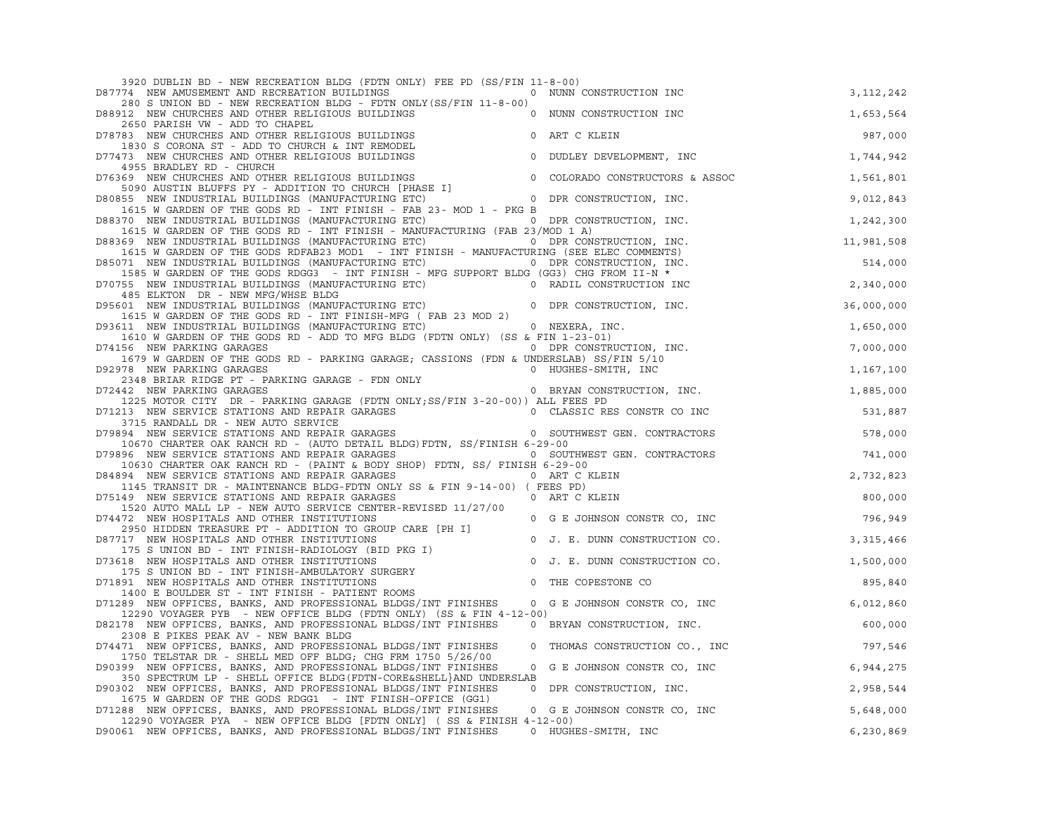```
    3920 DUBLIN BD - NEW RECREATION BLDG (FDTN ONLY) FEE PD (SS/FIN 11-8-00)
D87774  NEW AMUSEMENT AND RECREATION BUILDINGS                        0  NUNN CONSTRUCTION INC                           3,112,242
    280 S UNION BD - NEW RECREATION BLDG - FDTN ONLY(SS/FIN 11-8-00)
D88912  NEW CHURCHES AND OTHER RELIGIOUS BUILDINGS                    0  NUNN CONSTRUCTION INC                           1,653,564
    2650 PARISH VW - ADD TO CHAPEL
D78783  NEW CHURCHES AND OTHER RELIGIOUS BUILDINGS                    0  ART C KLEIN                                       987,000
    1830 S CORONA ST - ADD TO CHURCH & INT REMODEL
D77473  NEW CHURCHES AND OTHER RELIGIOUS BUILDINGS                    0  DUDLEY DEVELOPMENT, INC                         1,744,942
    4955 BRADLEY RD - CHURCH
D76369  NEW CHURCHES AND OTHER RELIGIOUS BUILDINGS                    0  COLORADO CONSTRUCTORS & ASSOC                   1,561,801
    5090 AUSTIN BLUFFS PY - ADDITION TO CHURCH [PHASE I]
D80855  NEW INDUSTRIAL BUILDINGS (MANUFACTURING ETC)                  0  DPR CONSTRUCTION, INC.                          9,012,843
    1615 W GARDEN OF THE GODS RD - INT FINISH - FAB 23- MOD 1 - PKG B
D88370  NEW INDUSTRIAL BUILDINGS (MANUFACTURING ETC)                  0  DPR CONSTRUCTION, INC.                          1,242,300
    1615 W GARDEN OF THE GODS RD - INT FINISH - MANUFACTURING (FAB 23/MOD 1 A)
D88369  NEW INDUSTRIAL BUILDINGS (MANUFACTURING ETC)                  0  DPR CONSTRUCTION, INC.                         11,981,508
    1615 W GARDEN OF THE GODS RDFAB23 MOD1  - INT FINISH - MANUFACTURING (SEE ELEC COMMENTS)
D85071  NEW INDUSTRIAL BUILDINGS (MANUFACTURING ETC)                  0  DPR CONSTRUCTION, INC.                            514,000
    1585 W GARDEN OF THE GODS RDGG3  - INT FINISH - MFG SUPPORT BLDG (GG3) CHG FROM II-N *
D70755  NEW INDUSTRIAL BUILDINGS (MANUFACTURING ETC)                  0  RADIL CONSTRUCTION INC                          2,340,000
    485 ELKTON  DR - NEW MFG/WHSE BLDG
D95601  NEW INDUSTRIAL BUILDINGS (MANUFACTURING ETC)                  0  DPR CONSTRUCTION, INC.                         36,000,000
    1615 W GARDEN OF THE GODS RD - INT FINISH-MFG ( FAB 23 MOD 2)
D93611  NEW INDUSTRIAL BUILDINGS (MANUFACTURING ETC)                  0  NEXERA, INC.                                    1,650,000
    1610 W GARDEN OF THE GODS RD - ADD TO MFG BLDG (FDTN ONLY) (SS & FIN 1-23-01)
D74156  NEW PARKING GARAGES                                           0  DPR CONSTRUCTION, INC.                          7,000,000
    1679 W GARDEN OF THE GODS RD - PARKING GARAGE; CASSIONS (FDN & UNDERSLAB) SS/FIN 5/10
D92978  NEW PARKING GARAGES                                           0  HUGHES-SMITH, INC                               1,167,100
    2348 BRIAR RIDGE PT - PARKING GARAGE - FDN ONLY
D72442  NEW PARKING GARAGES                                           0  BRYAN CONSTRUCTION, INC.                        1,885,000
    1225 MOTOR CITY  DR - PARKING GARAGE (FDTN ONLY;SS/FIN 3-20-00)) ALL FEES PD
D71213  NEW SERVICE STATIONS AND REPAIR GARAGES                       0  CLASSIC RES CONSTR CO INC                         531,887
    3715 RANDALL DR - NEW AUTO SERVICE
D79894  NEW SERVICE STATIONS AND REPAIR GARAGES                       0  SOUTHWEST GEN. CONTRACTORS                        578,000
    10670 CHARTER OAK RANCH RD - (AUTO DETAIL BLDG)FDTN, SS/FINISH 6-29-00
D79896  NEW SERVICE STATIONS AND REPAIR GARAGES                       0  SOUTHWEST GEN. CONTRACTORS                        741,000
    10630 CHARTER OAK RANCH RD - (PAINT & BODY SHOP) FDTN, SS/ FINISH 6-29-00
D84894  NEW SERVICE STATIONS AND REPAIR GARAGES                       0  ART C KLEIN                                     2,732,823
    1145 TRANSIT DR - MAINTENANCE BLDG-FDTN ONLY SS & FIN 9-14-00) ( FEES PD)
D75149  NEW SERVICE STATIONS AND REPAIR GARAGES                       0  ART C KLEIN                                       800,000
    1520 AUTO MALL LP - NEW AUTO SERVICE CENTER-REVISED 11/27/00
D74472  NEW HOSPITALS AND OTHER INSTITUTIONS                          0  G E JOHNSON CONSTR CO, INC                        796,949
    2950 HIDDEN TREASURE PT - ADDITION TO GROUP CARE [PH I]
D87717  NEW HOSPITALS AND OTHER INSTITUTIONS                          0  J. E. DUNN CONSTRUCTION CO.                     3,315,466
    175 S UNION BD - INT FINISH-RADIOLOGY (BID PKG I)
D73618  NEW HOSPITALS AND OTHER INSTITUTIONS                          0  J. E. DUNN CONSTRUCTION CO.                     1,500,000
    175 S UNION BD - INT FINISH-AMBULATORY SURGERY
D71891  NEW HOSPITALS AND OTHER INSTITUTIONS                          0  THE COPESTONE CO                                  895,840
    1400 E BOULDER ST - INT FINISH - PATIENT ROOMS
D71289  NEW OFFICES, BANKS, AND PROFESSIONAL BLDGS/INT FINISHES       0  G E JOHNSON CONSTR CO, INC                      6,012,860
    12290 VOYAGER PYB  - NEW OFFICE BLDG (FDTN ONLY) (SS & FIN 4-12-00)
D82178  NEW OFFICES, BANKS, AND PROFESSIONAL BLDGS/INT FINISHES       0  BRYAN CONSTRUCTION, INC.                          600,000
    2308 E PIKES PEAK AV - NEW BANK BLDG
D74471  NEW OFFICES, BANKS, AND PROFESSIONAL BLDGS/INT FINISHES       0  THOMAS CONSTRUCTION CO., INC                      797,546
    1750 TELSTAR DR - SHELL MED OFF BLDG; CHG FRM 1750 5/26/00
D90399  NEW OFFICES, BANKS, AND PROFESSIONAL BLDGS/INT FINISHES       0  G E JOHNSON CONSTR CO, INC                      6,944,275
    350 SPECTRUM LP - SHELL OFFICE BLDG(FDTN-CORE&SHELL}AND UNDERSLAB
D90302  NEW OFFICES, BANKS, AND PROFESSIONAL BLDGS/INT FINISHES       0  DPR CONSTRUCTION, INC.                          2,958,544
    1675 W GARDEN OF THE GODS RDGG1  - INT FINISH-OFFICE (GG1)
D71288  NEW OFFICES, BANKS, AND PROFESSIONAL BLDGS/INT FINISHES       0  G E JOHNSON CONSTR CO, INC                      5,648,000
    12290 VOYAGER PYA  - NEW OFFICE BLDG [FDTN ONLY] ( SS & FINISH 4-12-00)
D90061  NEW OFFICES, BANKS, AND PROFESSIONAL BLDGS/INT FINISHES       0  HUGHES-SMITH, INC                               6,230,869
```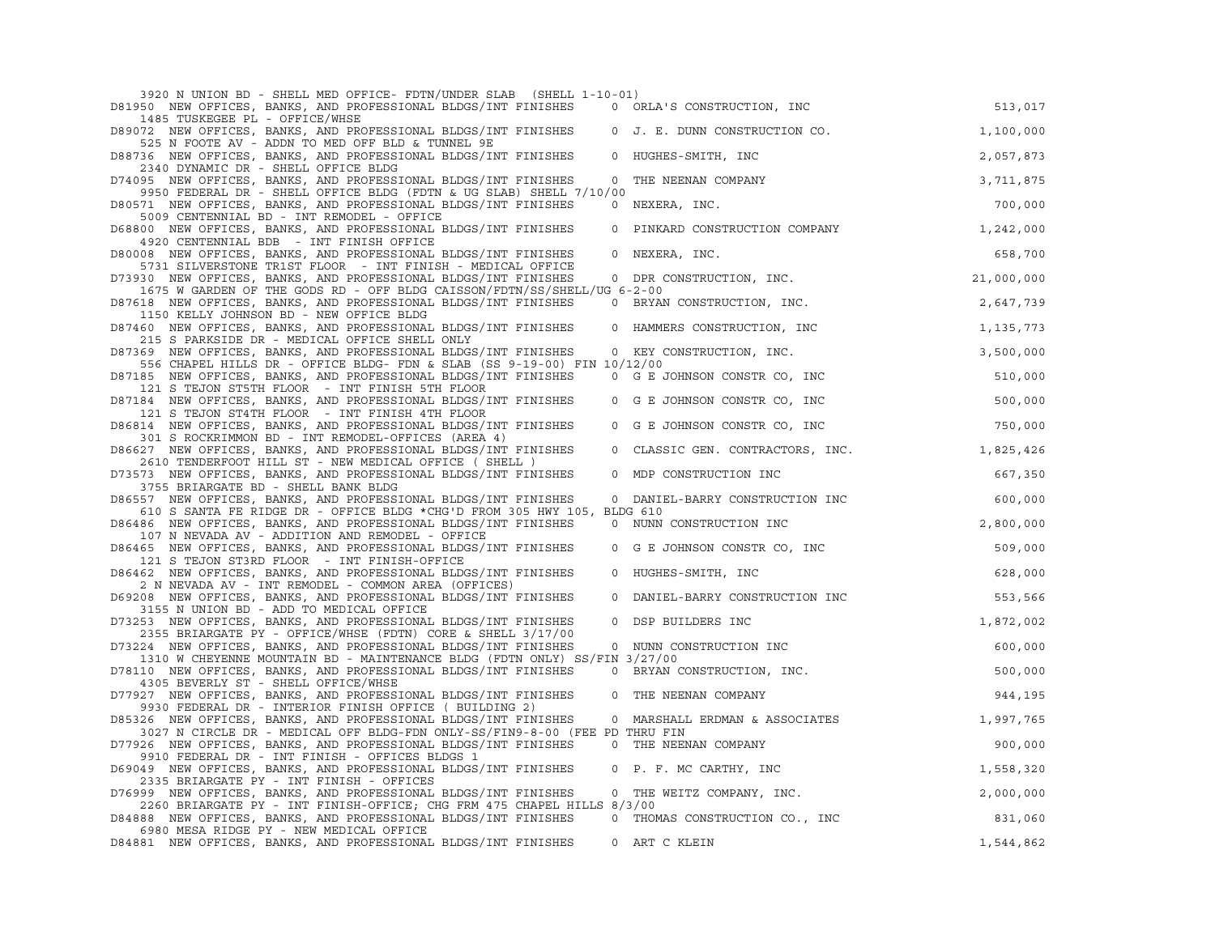```
     3920 N UNION BD - SHELL MED OFFICE- FDTN/UNDER SLAB  (SHELL 1-10-01)
D81950  NEW OFFICES, BANKS, AND PROFESSIONAL BLDGS/INT FINISHES     0  ORLA'S CONSTRUCTION, INC                            513,017
     1485 TUSKEGEE PL - OFFICE/WHSE
D89072  NEW OFFICES, BANKS, AND PROFESSIONAL BLDGS/INT FINISHES     0  J. E. DUNN CONSTRUCTION CO.                       1,100,000
     525 N FOOTE AV - ADDN TO MED OFF BLD & TUNNEL 9E
D88736  NEW OFFICES, BANKS, AND PROFESSIONAL BLDGS/INT FINISHES     0  HUGHES-SMITH, INC                                 2,057,873
     2340 DYNAMIC DR - SHELL OFFICE BLDG
D74095  NEW OFFICES, BANKS, AND PROFESSIONAL BLDGS/INT FINISHES     0  THE NEENAN COMPANY                                3,711,875
     9950 FEDERAL DR - SHELL OFFICE BLDG (FDTN & UG SLAB) SHELL 7/10/00
D80571  NEW OFFICES, BANKS, AND PROFESSIONAL BLDGS/INT FINISHES     0  NEXERA, INC.                                        700,000
     5009 CENTENNIAL BD - INT REMODEL - OFFICE
D68800  NEW OFFICES, BANKS, AND PROFESSIONAL BLDGS/INT FINISHES     0  PINKARD CONSTRUCTION COMPANY                      1,242,000
     4920 CENTENNIAL BDB  - INT FINISH OFFICE
D80008  NEW OFFICES, BANKS, AND PROFESSIONAL BLDGS/INT FINISHES     0  NEXERA, INC.                                        658,700
     5731 SILVERSTONE TR1ST FLOOR  - INT FINISH - MEDICAL OFFICE
D73930  NEW OFFICES, BANKS, AND PROFESSIONAL BLDGS/INT FINISHES     0  DPR CONSTRUCTION, INC.                           21,000,000
     1675 W GARDEN OF THE GODS RD - OFF BLDG CAISSON/FDTN/SS/SHELL/UG 6-2-00
D87618  NEW OFFICES, BANKS, AND PROFESSIONAL BLDGS/INT FINISHES     0  BRYAN CONSTRUCTION, INC.                          2,647,739
     1150 KELLY JOHNSON BD - NEW OFFICE BLDG
D87460  NEW OFFICES, BANKS, AND PROFESSIONAL BLDGS/INT FINISHES     0  HAMMERS CONSTRUCTION, INC                         1,135,773
     215 S PARKSIDE DR - MEDICAL OFFICE SHELL ONLY
D87369  NEW OFFICES, BANKS, AND PROFESSIONAL BLDGS/INT FINISHES     0  KEY CONSTRUCTION, INC.                            3,500,000
     556 CHAPEL HILLS DR - OFFICE BLDG- FDN & SLAB (SS 9-19-00) FIN 10/12/00
D87185  NEW OFFICES, BANKS, AND PROFESSIONAL BLDGS/INT FINISHES     0  G E JOHNSON CONSTR CO, INC                          510,000
     121 S TEJON ST5TH FLOOR  - INT FINISH 5TH FLOOR
D87184  NEW OFFICES, BANKS, AND PROFESSIONAL BLDGS/INT FINISHES     0  G E JOHNSON CONSTR CO, INC                          500,000
     121 S TEJON ST4TH FLOOR  - INT FINISH 4TH FLOOR
D86814  NEW OFFICES, BANKS, AND PROFESSIONAL BLDGS/INT FINISHES     0  G E JOHNSON CONSTR CO, INC                          750,000
     301 S ROCKRIMMON BD - INT REMODEL-OFFICES (AREA 4)
D86627  NEW OFFICES, BANKS, AND PROFESSIONAL BLDGS/INT FINISHES     0  CLASSIC GEN. CONTRACTORS, INC.                    1,825,426
     2610 TENDERFOOT HILL ST - NEW MEDICAL OFFICE ( SHELL )
D73573  NEW OFFICES, BANKS, AND PROFESSIONAL BLDGS/INT FINISHES     0  MDP CONSTRUCTION INC                                667,350
     3755 BRIARGATE BD - SHELL BANK BLDG
D86557  NEW OFFICES, BANKS, AND PROFESSIONAL BLDGS/INT FINISHES     0  DANIEL-BARRY CONSTRUCTION INC                       600,000
     610 S SANTA FE RIDGE DR - OFFICE BLDG *CHG'D FROM 305 HWY 105, BLDG 610
D86486  NEW OFFICES, BANKS, AND PROFESSIONAL BLDGS/INT FINISHES     0  NUNN CONSTRUCTION INC                             2,800,000
     107 N NEVADA AV - ADDITION AND REMODEL - OFFICE
D86465  NEW OFFICES, BANKS, AND PROFESSIONAL BLDGS/INT FINISHES     0  G E JOHNSON CONSTR CO, INC                          509,000
     121 S TEJON ST3RD FLOOR  - INT FINISH-OFFICE
D86462  NEW OFFICES, BANKS, AND PROFESSIONAL BLDGS/INT FINISHES     0  HUGHES-SMITH, INC                                   628,000
     2 N NEVADA AV - INT REMODEL - COMMON AREA (OFFICES)
D69208  NEW OFFICES, BANKS, AND PROFESSIONAL BLDGS/INT FINISHES     0  DANIEL-BARRY CONSTRUCTION INC                       553,566
     3155 N UNION BD - ADD TO MEDICAL OFFICE
D73253  NEW OFFICES, BANKS, AND PROFESSIONAL BLDGS/INT FINISHES     0  DSP BUILDERS INC                                  1,872,002
     2355 BRIARGATE PY - OFFICE/WHSE (FDTN) CORE & SHELL 3/17/00
D73224  NEW OFFICES, BANKS, AND PROFESSIONAL BLDGS/INT FINISHES     0  NUNN CONSTRUCTION INC                               600,000
     1310 W CHEYENNE MOUNTAIN BD - MAINTENANCE BLDG (FDTN ONLY) SS/FIN 3/27/00
D78110  NEW OFFICES, BANKS, AND PROFESSIONAL BLDGS/INT FINISHES     0  BRYAN CONSTRUCTION, INC.                            500,000
     4305 BEVERLY ST - SHELL OFFICE/WHSE
D77927  NEW OFFICES, BANKS, AND PROFESSIONAL BLDGS/INT FINISHES     0  THE NEENAN COMPANY                                  944,195
     9930 FEDERAL DR - INTERIOR FINISH OFFICE ( BUILDING 2)
D85326  NEW OFFICES, BANKS, AND PROFESSIONAL BLDGS/INT FINISHES     0  MARSHALL ERDMAN & ASSOCIATES                      1,997,765
     3027 N CIRCLE DR - MEDICAL OFF BLDG-FDN ONLY-SS/FIN9-8-00 (FEE PD THRU FIN
D77926  NEW OFFICES, BANKS, AND PROFESSIONAL BLDGS/INT FINISHES     0  THE NEENAN COMPANY                                  900,000
     9910 FEDERAL DR - INT FINISH - OFFICES BLDGS 1
D69049  NEW OFFICES, BANKS, AND PROFESSIONAL BLDGS/INT FINISHES     0  P. F. MC CARTHY, INC                              1,558,320
     2335 BRIARGATE PY - INT FINISH - OFFICES
D76999  NEW OFFICES, BANKS, AND PROFESSIONAL BLDGS/INT FINISHES     0  THE WEITZ COMPANY, INC.                           2,000,000
     2260 BRIARGATE PY - INT FINISH-OFFICE; CHG FRM 475 CHAPEL HILLS 8/3/00
D84888  NEW OFFICES, BANKS, AND PROFESSIONAL BLDGS/INT FINISHES     0  THOMAS CONSTRUCTION CO., INC                        831,060
     6980 MESA RIDGE PY - NEW MEDICAL OFFICE
D84881  NEW OFFICES, BANKS, AND PROFESSIONAL BLDGS/INT FINISHES     0  ART C KLEIN                                       1,544,862
```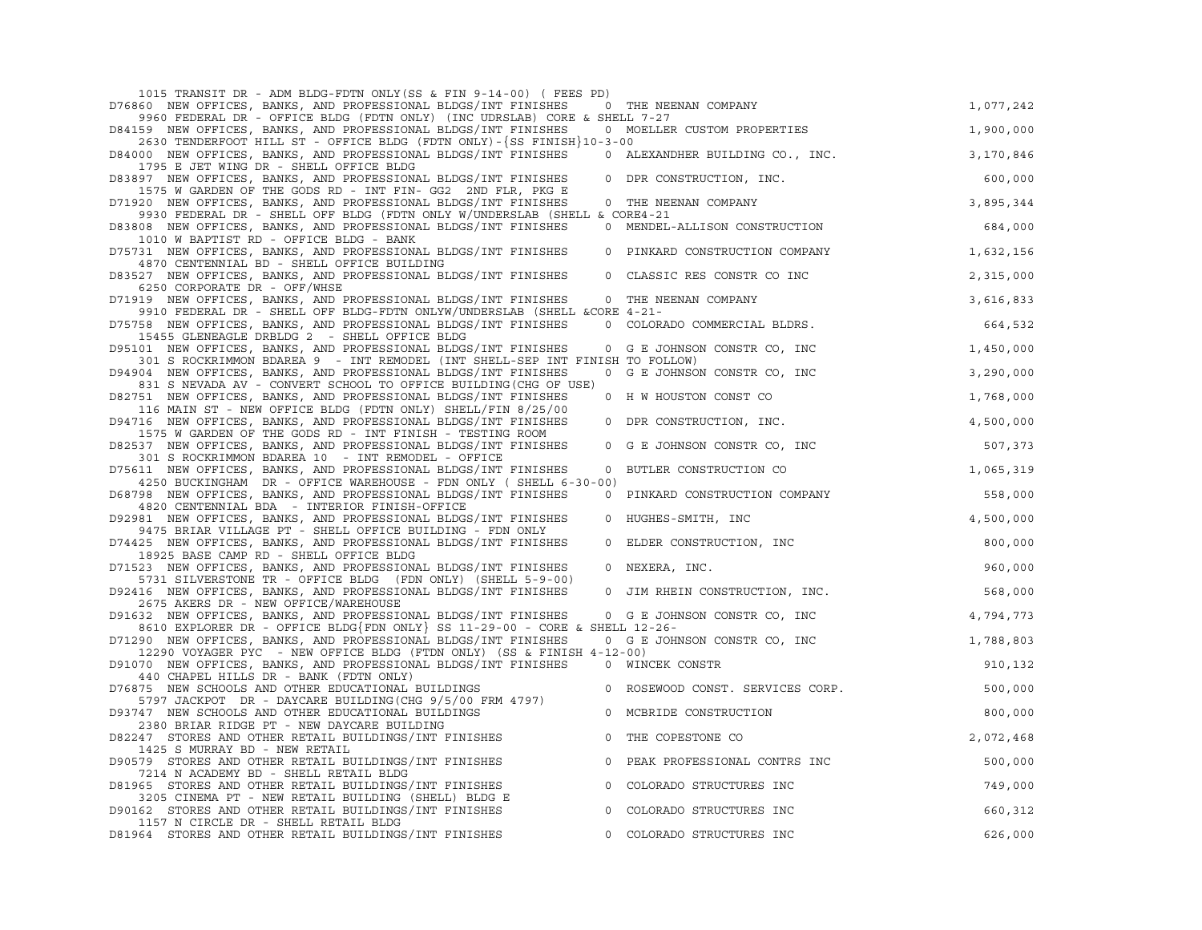```
    1015 TRANSIT DR - ADM BLDG-FDTN ONLY(SS & FIN 9-14-00) ( FEES PD)
D76860  NEW OFFICES, BANKS, AND PROFESSIONAL BLDGS/INT FINISHES     0  THE NEENAN COMPANY                         1,077,242
    9960 FEDERAL DR - OFFICE BLDG (FDTN ONLY) (INC UDRSLAB) CORE & SHELL 7-27
D84159  NEW OFFICES, BANKS, AND PROFESSIONAL BLDGS/INT FINISHES     0  MOELLER CUSTOM PROPERTIES                  1,900,000
    2630 TENDERFOOT HILL ST - OFFICE BLDG (FDTN ONLY)-{SS FINISH}10-3-00
D84000  NEW OFFICES, BANKS, AND PROFESSIONAL BLDGS/INT FINISHES     0  ALEXANDHER BUILDING CO., INC.              3,170,846
    1795 E JET WING DR - SHELL OFFICE BLDG
D83897  NEW OFFICES, BANKS, AND PROFESSIONAL BLDGS/INT FINISHES     0  DPR CONSTRUCTION, INC.                       600,000
    1575 W GARDEN OF THE GODS RD - INT FIN- GG2  2ND FLR, PKG E
D71920  NEW OFFICES, BANKS, AND PROFESSIONAL BLDGS/INT FINISHES     0  THE NEENAN COMPANY                         3,895,344
    9930 FEDERAL DR - SHELL OFF BLDG (FDTN ONLY W/UNDERSLAB (SHELL & CORE4-21
D83808  NEW OFFICES, BANKS, AND PROFESSIONAL BLDGS/INT FINISHES     0  MENDEL-ALLISON CONSTRUCTION                  684,000
    1010 W BAPTIST RD - OFFICE BLDG - BANK
D75731  NEW OFFICES, BANKS, AND PROFESSIONAL BLDGS/INT FINISHES     0  PINKARD CONSTRUCTION COMPANY               1,632,156
    4870 CENTENNIAL BD - SHELL OFFICE BUILDING
D83527  NEW OFFICES, BANKS, AND PROFESSIONAL BLDGS/INT FINISHES     0  CLASSIC RES CONSTR CO INC                  2,315,000
    6250 CORPORATE DR - OFF/WHSE
D71919  NEW OFFICES, BANKS, AND PROFESSIONAL BLDGS/INT FINISHES     0  THE NEENAN COMPANY                         3,616,833
    9910 FEDERAL DR - SHELL OFF BLDG-FDTN ONLYW/UNDERSLAB (SHELL &CORE 4-21-
D75758  NEW OFFICES, BANKS, AND PROFESSIONAL BLDGS/INT FINISHES     0  COLORADO COMMERCIAL BLDRS.                   664,532
    15455 GLENEAGLE DRBLDG 2  - SHELL OFFICE BLDG
D95101  NEW OFFICES, BANKS, AND PROFESSIONAL BLDGS/INT FINISHES     0  G E JOHNSON CONSTR CO, INC                 1,450,000
    301 S ROCKRIMMON BDAREA 9  - INT REMODEL (INT SHELL-SEP INT FINISH TO FOLLOW)
D94904  NEW OFFICES, BANKS, AND PROFESSIONAL BLDGS/INT FINISHES     0  G E JOHNSON CONSTR CO, INC                 3,290,000
    831 S NEVADA AV - CONVERT SCHOOL TO OFFICE BUILDING(CHG OF USE)
D82751  NEW OFFICES, BANKS, AND PROFESSIONAL BLDGS/INT FINISHES     0  H W HOUSTON CONST CO                       1,768,000
    116 MAIN ST - NEW OFFICE BLDG (FDTN ONLY) SHELL/FIN 8/25/00
D94716  NEW OFFICES, BANKS, AND PROFESSIONAL BLDGS/INT FINISHES     0  DPR CONSTRUCTION, INC.                     4,500,000
    1575 W GARDEN OF THE GODS RD - INT FINISH - TESTING ROOM
D82537  NEW OFFICES, BANKS, AND PROFESSIONAL BLDGS/INT FINISHES     0  G E JOHNSON CONSTR CO, INC                   507,373
    301 S ROCKRIMMON BDAREA 10  - INT REMODEL - OFFICE
D75611  NEW OFFICES, BANKS, AND PROFESSIONAL BLDGS/INT FINISHES     0  BUTLER CONSTRUCTION CO                     1,065,319
    4250 BUCKINGHAM  DR - OFFICE WAREHOUSE - FDN ONLY ( SHELL 6-30-00)
D68798  NEW OFFICES, BANKS, AND PROFESSIONAL BLDGS/INT FINISHES     0  PINKARD CONSTRUCTION COMPANY                 558,000
    4820 CENTENNIAL BDA  - INTERIOR FINISH-OFFICE
D92981  NEW OFFICES, BANKS, AND PROFESSIONAL BLDGS/INT FINISHES     0  HUGHES-SMITH, INC                          4,500,000
    9475 BRIAR VILLAGE PT - SHELL OFFICE BUILDING - FDN ONLY
D74425  NEW OFFICES, BANKS, AND PROFESSIONAL BLDGS/INT FINISHES     0  ELDER CONSTRUCTION, INC                      800,000
    18925 BASE CAMP RD - SHELL OFFICE BLDG
D71523  NEW OFFICES, BANKS, AND PROFESSIONAL BLDGS/INT FINISHES     0  NEXERA, INC.                                 960,000
    5731 SILVERSTONE TR - OFFICE BLDG  (FDN ONLY) (SHELL 5-9-00)
D92416  NEW OFFICES, BANKS, AND PROFESSIONAL BLDGS/INT FINISHES     0  JIM RHEIN CONSTRUCTION, INC.                 568,000
    2675 AKERS DR - NEW OFFICE/WAREHOUSE
D91632  NEW OFFICES, BANKS, AND PROFESSIONAL BLDGS/INT FINISHES     0  G E JOHNSON CONSTR CO, INC                 4,794,773
    8610 EXPLORER DR - OFFICE BLDG{FDN ONLY} SS 11-29-00 - CORE & SHELL 12-26-
D71290  NEW OFFICES, BANKS, AND PROFESSIONAL BLDGS/INT FINISHES     0  G E JOHNSON CONSTR CO, INC                 1,788,803
    12290 VOYAGER PYC  - NEW OFFICE BLDG (FTDN ONLY) (SS & FINISH 4-12-00)
D91070  NEW OFFICES, BANKS, AND PROFESSIONAL BLDGS/INT FINISHES     0  WINCEK CONSTR                                910,132
    440 CHAPEL HILLS DR - BANK (FDTN ONLY)
D76875  NEW SCHOOLS AND OTHER EDUCATIONAL BUILDINGS                 0  ROSEWOOD CONST. SERVICES CORP.               500,000
    5797 JACKPOT  DR - DAYCARE BUILDING(CHG 9/5/00 FRM 4797)
D93747  NEW SCHOOLS AND OTHER EDUCATIONAL BUILDINGS                 0  MCBRIDE CONSTRUCTION                         800,000
    2380 BRIAR RIDGE PT - NEW DAYCARE BUILDING
D82247  STORES AND OTHER RETAIL BUILDINGS/INT FINISHES              0  THE COPESTONE CO                           2,072,468
    1425 S MURRAY BD - NEW RETAIL
D90579  STORES AND OTHER RETAIL BUILDINGS/INT FINISHES              0  PEAK PROFESSIONAL CONTRS INC                 500,000
    7214 N ACADEMY BD - SHELL RETAIL BLDG
D81965  STORES AND OTHER RETAIL BUILDINGS/INT FINISHES              0  COLORADO STRUCTURES INC                      749,000
    3205 CINEMA PT - NEW RETAIL BUILDING (SHELL) BLDG E
D90162  STORES AND OTHER RETAIL BUILDINGS/INT FINISHES              0  COLORADO STRUCTURES INC                      660,312
    1157 N CIRCLE DR - SHELL RETAIL BLDG
D81964  STORES AND OTHER RETAIL BUILDINGS/INT FINISHES              0  COLORADO STRUCTURES INC                      626,000
```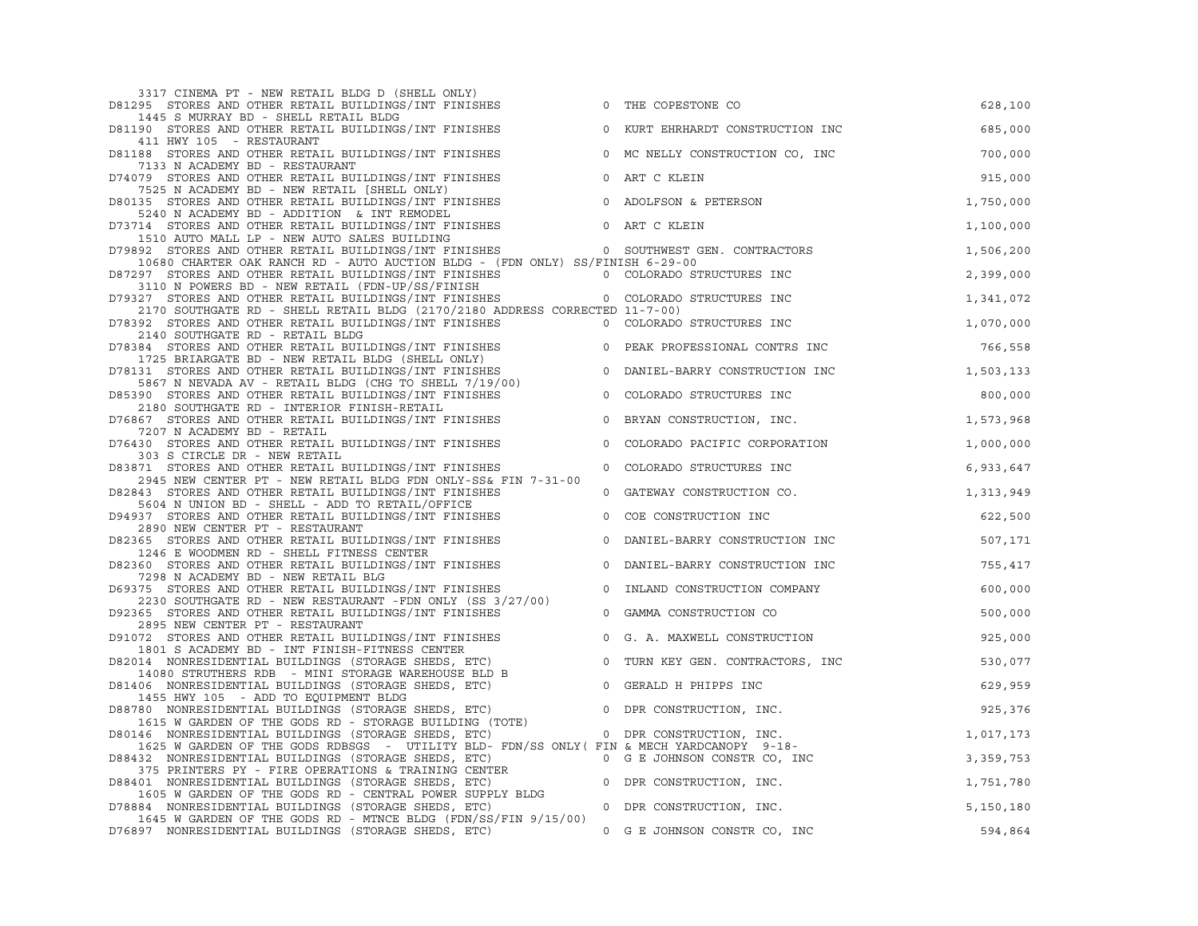```
    3317 CINEMA PT - NEW RETAIL BLDG D (SHELL ONLY)
D81295  STORES AND OTHER RETAIL BUILDINGS/INT FINISHES              0  THE COPESTONE CO                                628,100
    1445 S MURRAY BD - SHELL RETAIL BLDG
D81190  STORES AND OTHER RETAIL BUILDINGS/INT FINISHES              0  KURT EHRHARDT CONSTRUCTION INC                  685,000
    411 HWY 105  - RESTAURANT
D81188  STORES AND OTHER RETAIL BUILDINGS/INT FINISHES              0  MC NELLY CONSTRUCTION CO, INC                   700,000
    7133 N ACADEMY BD - RESTAURANT
D74079  STORES AND OTHER RETAIL BUILDINGS/INT FINISHES              0  ART C KLEIN                                     915,000
    7525 N ACADEMY BD - NEW RETAIL [SHELL ONLY)
D80135  STORES AND OTHER RETAIL BUILDINGS/INT FINISHES              0  ADOLFSON & PETERSON                           1,750,000
    5240 N ACADEMY BD - ADDITION  & INT REMODEL
D73714  STORES AND OTHER RETAIL BUILDINGS/INT FINISHES              0  ART C KLEIN                                   1,100,000
    1510 AUTO MALL LP - NEW AUTO SALES BUILDING
D79892  STORES AND OTHER RETAIL BUILDINGS/INT FINISHES              0  SOUTHWEST GEN. CONTRACTORS                    1,506,200
    10680 CHARTER OAK RANCH RD - AUTO AUCTION BLDG - (FDN ONLY) SS/FINISH 6-29-00
D87297  STORES AND OTHER RETAIL BUILDINGS/INT FINISHES              0  COLORADO STRUCTURES INC                       2,399,000
    3110 N POWERS BD - NEW RETAIL (FDN-UP/SS/FINISH
D79327  STORES AND OTHER RETAIL BUILDINGS/INT FINISHES              0  COLORADO STRUCTURES INC                       1,341,072
    2170 SOUTHGATE RD - SHELL RETAIL BLDG (2170/2180 ADDRESS CORRECTED 11-7-00)
D78392  STORES AND OTHER RETAIL BUILDINGS/INT FINISHES              0  COLORADO STRUCTURES INC                       1,070,000
    2140 SOUTHGATE RD - RETAIL BLDG
D78384  STORES AND OTHER RETAIL BUILDINGS/INT FINISHES              0  PEAK PROFESSIONAL CONTRS INC                    766,558
    1725 BRIARGATE BD - NEW RETAIL BLDG (SHELL ONLY)
D78131  STORES AND OTHER RETAIL BUILDINGS/INT FINISHES              0  DANIEL-BARRY CONSTRUCTION INC                 1,503,133
    5867 N NEVADA AV - RETAIL BLDG (CHG TO SHELL 7/19/00)
D85390  STORES AND OTHER RETAIL BUILDINGS/INT FINISHES              0  COLORADO STRUCTURES INC                         800,000
    2180 SOUTHGATE RD - INTERIOR FINISH-RETAIL
D76867  STORES AND OTHER RETAIL BUILDINGS/INT FINISHES              0  BRYAN CONSTRUCTION, INC.                      1,573,968
    7207 N ACADEMY BD - RETAIL
D76430  STORES AND OTHER RETAIL BUILDINGS/INT FINISHES              0  COLORADO PACIFIC CORPORATION                  1,000,000
    303 S CIRCLE DR - NEW RETAIL
D83871  STORES AND OTHER RETAIL BUILDINGS/INT FINISHES              0  COLORADO STRUCTURES INC                       6,933,647
    2945 NEW CENTER PT - NEW RETAIL BLDG FDN ONLY-SS& FIN 7-31-00
D82843  STORES AND OTHER RETAIL BUILDINGS/INT FINISHES              0  GATEWAY CONSTRUCTION CO.                      1,313,949
    5604 N UNION BD - SHELL - ADD TO RETAIL/OFFICE
D94937  STORES AND OTHER RETAIL BUILDINGS/INT FINISHES              0  COE CONSTRUCTION INC                            622,500
    2890 NEW CENTER PT - RESTAURANT
D82365  STORES AND OTHER RETAIL BUILDINGS/INT FINISHES              0  DANIEL-BARRY CONSTRUCTION INC                   507,171
    1246 E WOODMEN RD - SHELL FITNESS CENTER
D82360  STORES AND OTHER RETAIL BUILDINGS/INT FINISHES              0  DANIEL-BARRY CONSTRUCTION INC                   755,417
    7298 N ACADEMY BD - NEW RETAIL BLG
D69375  STORES AND OTHER RETAIL BUILDINGS/INT FINISHES              0  INLAND CONSTRUCTION COMPANY                     600,000
    2230 SOUTHGATE RD - NEW RESTAURANT -FDN ONLY (SS 3/27/00)
D92365  STORES AND OTHER RETAIL BUILDINGS/INT FINISHES              0  GAMMA CONSTRUCTION CO                           500,000
    2895 NEW CENTER PT - RESTAURANT
D91072  STORES AND OTHER RETAIL BUILDINGS/INT FINISHES              0  G. A. MAXWELL CONSTRUCTION                      925,000
    1801 S ACADEMY BD - INT FINISH-FITNESS CENTER
D82014  NONRESIDENTIAL BUILDINGS (STORAGE SHEDS, ETC)               0  TURN KEY GEN. CONTRACTORS, INC                  530,077
    14080 STRUTHERS RDB  - MINI STORAGE WAREHOUSE BLD B
D81406  NONRESIDENTIAL BUILDINGS (STORAGE SHEDS, ETC)               0  GERALD H PHIPPS INC                             629,959
    1455 HWY 105  - ADD TO EQUIPMENT BLDG
D88780  NONRESIDENTIAL BUILDINGS (STORAGE SHEDS, ETC)               0  DPR CONSTRUCTION, INC.                          925,376
    1615 W GARDEN OF THE GODS RD - STORAGE BUILDING (TOTE)
D80146  NONRESIDENTIAL BUILDINGS (STORAGE SHEDS, ETC)               0  DPR CONSTRUCTION, INC.                        1,017,173
    1625 W GARDEN OF THE GODS RDBSGS  -  UTILITY BLD- FDN/SS ONLY( FIN & MECH YARDCANOPY  9-18-
D88432  NONRESIDENTIAL BUILDINGS (STORAGE SHEDS, ETC)               0  G E JOHNSON CONSTR CO, INC                    3,359,753
    375 PRINTERS PY - FIRE OPERATIONS & TRAINING CENTER
D88401  NONRESIDENTIAL BUILDINGS (STORAGE SHEDS, ETC)               0  DPR CONSTRUCTION, INC.                        1,751,780
    1605 W GARDEN OF THE GODS RD - CENTRAL POWER SUPPLY BLDG
D78884  NONRESIDENTIAL BUILDINGS (STORAGE SHEDS, ETC)               0  DPR CONSTRUCTION, INC.                        5,150,180
    1645 W GARDEN OF THE GODS RD - MTNCE BLDG (FDN/SS/FIN 9/15/00)
D76897  NONRESIDENTIAL BUILDINGS (STORAGE SHEDS, ETC)               0  G E JOHNSON CONSTR CO, INC                      594,864
```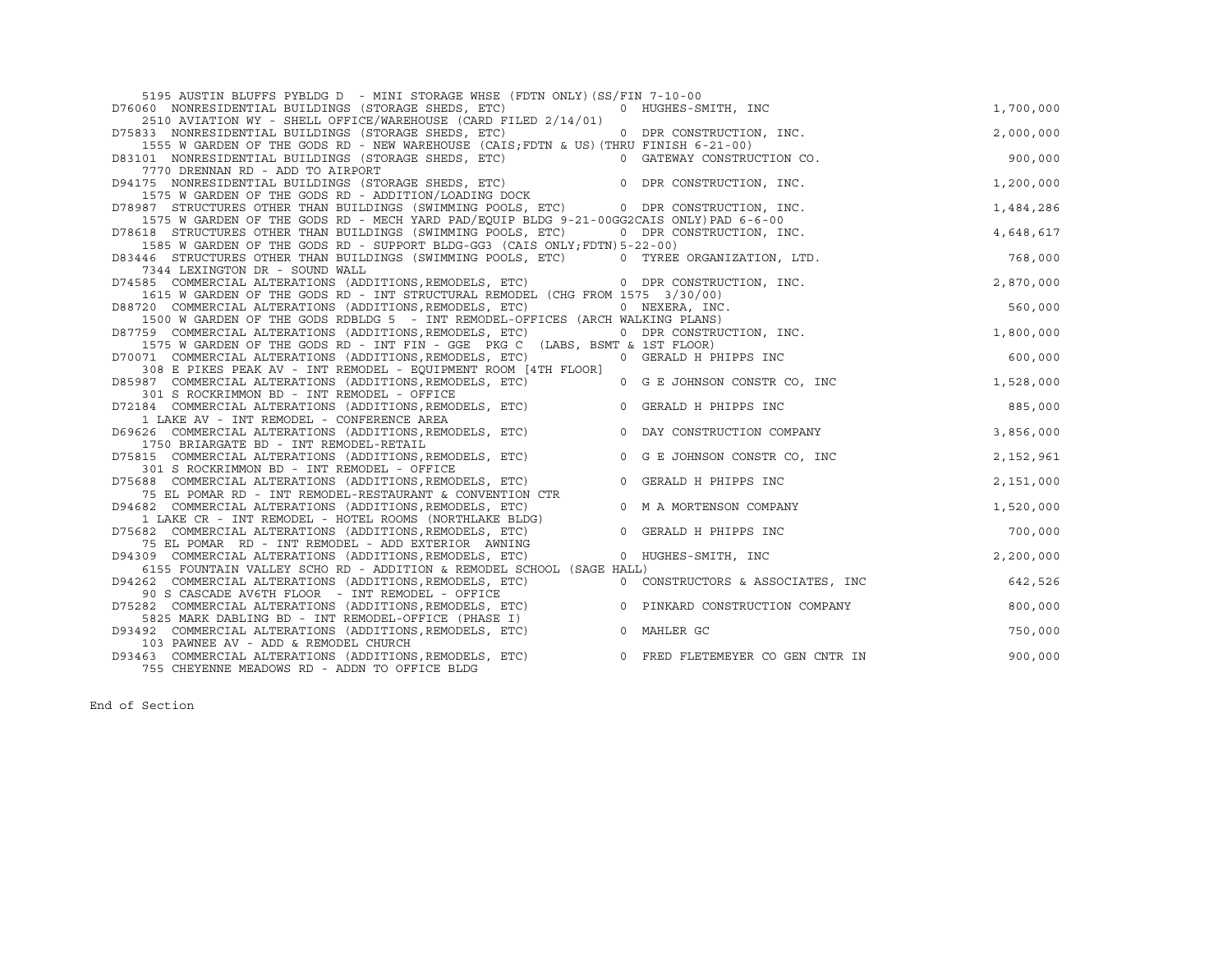| | | | |
|---|---|---|---|
| 5195 AUSTIN BLUFFS PYBLDG D - MINI STORAGE WHSE (FDTN ONLY)(SS/FIN 7-10-00 | | | |
| D76060 NONRESIDENTIAL BUILDINGS (STORAGE SHEDS, ETC) | 0 | HUGHES-SMITH, INC | 1,700,000 |
| 2510 AVIATION WY - SHELL OFFICE/WAREHOUSE (CARD FILED 2/14/01) | | | |
| D75833 NONRESIDENTIAL BUILDINGS (STORAGE SHEDS, ETC) | 0 | DPR CONSTRUCTION, INC. | 2,000,000 |
| 1555 W GARDEN OF THE GODS RD - NEW WAREHOUSE (CAIS;FDTN & US)(THRU FINISH 6-21-00) | | | |
| D83101 NONRESIDENTIAL BUILDINGS (STORAGE SHEDS, ETC) | 0 | GATEWAY CONSTRUCTION CO. | 900,000 |
| 7770 DRENNAN RD - ADD TO AIRPORT | | | |
| D94175 NONRESIDENTIAL BUILDINGS (STORAGE SHEDS, ETC) | 0 | DPR CONSTRUCTION, INC. | 1,200,000 |
| 1575 W GARDEN OF THE GODS RD - ADDITION/LOADING DOCK | | | |
| D78987 STRUCTURES OTHER THAN BUILDINGS (SWIMMING POOLS, ETC) | 0 | DPR CONSTRUCTION, INC. | 1,484,286 |
| 1575 W GARDEN OF THE GODS RD - MECH YARD PAD/EQUIP BLDG 9-21-00GG2CAIS ONLY)PAD 6-6-00 | | | |
| D78618 STRUCTURES OTHER THAN BUILDINGS (SWIMMING POOLS, ETC) | 0 | DPR CONSTRUCTION, INC. | 4,648,617 |
| 1585 W GARDEN OF THE GODS RD - SUPPORT BLDG-GG3 (CAIS ONLY;FDTN)5-22-00) | | | |
| D83446 STRUCTURES OTHER THAN BUILDINGS (SWIMMING POOLS, ETC) | 0 | TYREE ORGANIZATION, LTD. | 768,000 |
| 7344 LEXINGTON DR - SOUND WALL | | | |
| D74585 COMMERCIAL ALTERATIONS (ADDITIONS,REMODELS, ETC) | 0 | DPR CONSTRUCTION, INC. | 2,870,000 |
| 1615 W GARDEN OF THE GODS RD - INT STRUCTURAL REMODEL (CHG FROM 1575 3/30/00) | | | |
| D88720 COMMERCIAL ALTERATIONS (ADDITIONS,REMODELS, ETC) | 0 | NEXERA, INC. | 560,000 |
| 1500 W GARDEN OF THE GODS RDBLDG 5 - INT REMODEL-OFFICES (ARCH WALKING PLANS) | | | |
| D87759 COMMERCIAL ALTERATIONS (ADDITIONS,REMODELS, ETC) | 0 | DPR CONSTRUCTION, INC. | 1,800,000 |
| 1575 W GARDEN OF THE GODS RD - INT FIN - GGE PKG C (LABS, BSMT & 1ST FLOOR) | | | |
| D70071 COMMERCIAL ALTERATIONS (ADDITIONS,REMODELS, ETC) | 0 | GERALD H PHIPPS INC | 600,000 |
| 308 E PIKES PEAK AV - INT REMODEL - EQUIPMENT ROOM [4TH FLOOR] | | | |
| D85987 COMMERCIAL ALTERATIONS (ADDITIONS,REMODELS, ETC) | 0 | G E JOHNSON CONSTR CO, INC | 1,528,000 |
| 301 S ROCKRIMMON BD - INT REMODEL - OFFICE | | | |
| D72184 COMMERCIAL ALTERATIONS (ADDITIONS,REMODELS, ETC) | 0 | GERALD H PHIPPS INC | 885,000 |
| 1 LAKE AV - INT REMODEL - CONFERENCE AREA | | | |
| D69626 COMMERCIAL ALTERATIONS (ADDITIONS,REMODELS, ETC) | 0 | DAY CONSTRUCTION COMPANY | 3,856,000 |
| 1750 BRIARGATE BD - INT REMODEL-RETAIL | | | |
| D75815 COMMERCIAL ALTERATIONS (ADDITIONS,REMODELS, ETC) | 0 | G E JOHNSON CONSTR CO, INC | 2,152,961 |
| 301 S ROCKRIMMON BD - INT REMODEL - OFFICE | | | |
| D75688 COMMERCIAL ALTERATIONS (ADDITIONS,REMODELS, ETC) | 0 | GERALD H PHIPPS INC | 2,151,000 |
| 75 EL POMAR RD - INT REMODEL-RESTAURANT & CONVENTION CTR | | | |
| D94682 COMMERCIAL ALTERATIONS (ADDITIONS,REMODELS, ETC) | 0 | M A MORTENSON COMPANY | 1,520,000 |
| 1 LAKE CR - INT REMODEL - HOTEL ROOMS (NORTHLAKE BLDG) | | | |
| D75682 COMMERCIAL ALTERATIONS (ADDITIONS,REMODELS, ETC) | 0 | GERALD H PHIPPS INC | 700,000 |
| 75 EL POMAR RD - INT REMODEL - ADD EXTERIOR AWNING | | | |
| D94309 COMMERCIAL ALTERATIONS (ADDITIONS,REMODELS, ETC) | 0 | HUGHES-SMITH, INC | 2,200,000 |
| 6155 FOUNTAIN VALLEY SCHO RD - ADDITION & REMODEL SCHOOL (SAGE HALL) | | | |
| D94262 COMMERCIAL ALTERATIONS (ADDITIONS,REMODELS, ETC) | 0 | CONSTRUCTORS & ASSOCIATES, INC | 642,526 |
| 90 S CASCADE AV6TH FLOOR - INT REMODEL - OFFICE | | | |
| D75282 COMMERCIAL ALTERATIONS (ADDITIONS,REMODELS, ETC) | 0 | PINKARD CONSTRUCTION COMPANY | 800,000 |
| 5825 MARK DABLING BD - INT REMODEL-OFFICE (PHASE I) | | | |
| D93492 COMMERCIAL ALTERATIONS (ADDITIONS,REMODELS, ETC) | 0 | MAHLER GC | 750,000 |
| 103 PAWNEE AV - ADD & REMODEL CHURCH | | | |
| D93463 COMMERCIAL ALTERATIONS (ADDITIONS,REMODELS, ETC) | 0 | FRED FLETEMEYER CO GEN CNTR IN | 900,000 |
| 755 CHEYENNE MEADOWS RD - ADDN TO OFFICE BLDG | | | |

End of Section